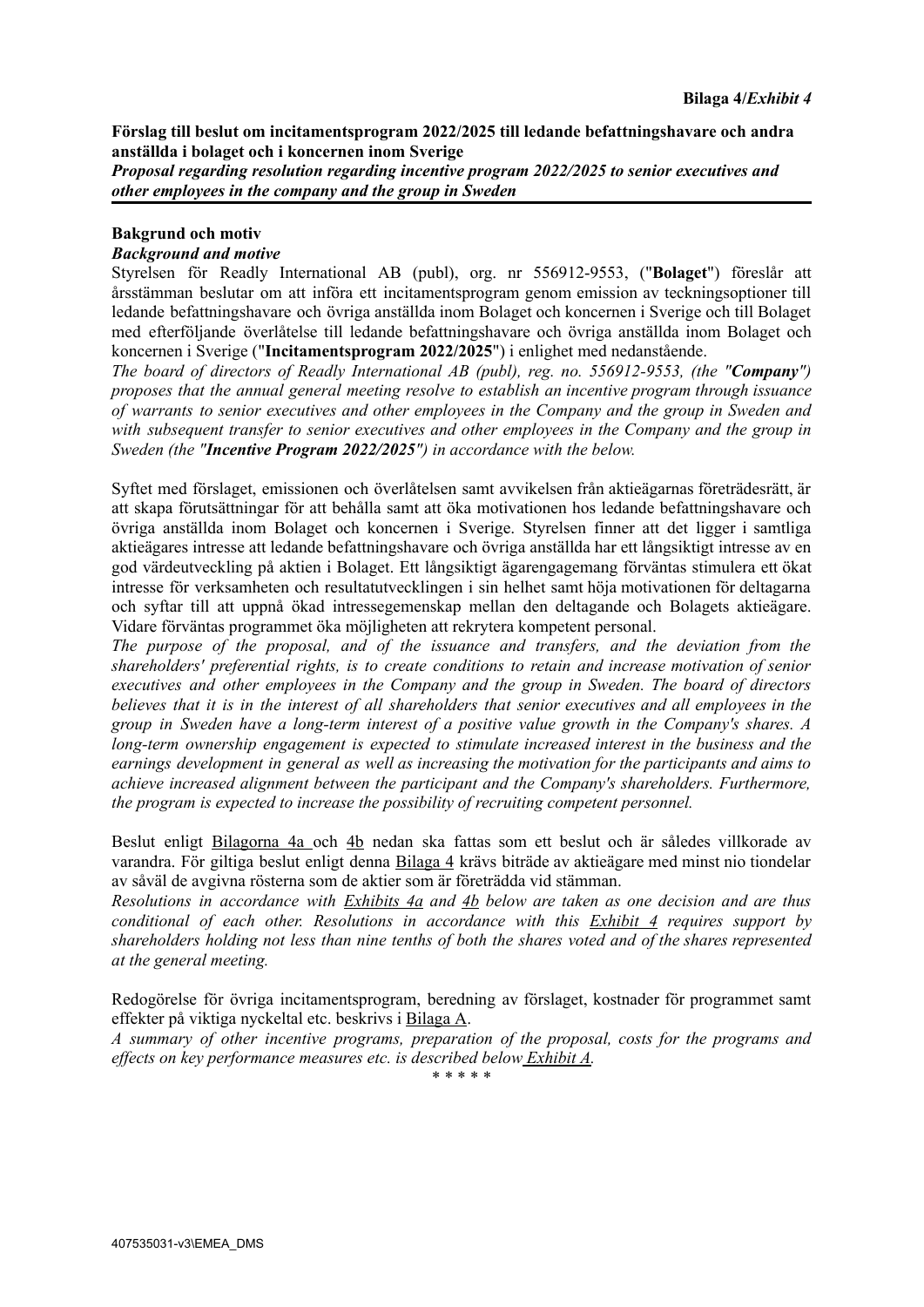**Bilaga 4/*Exhibit 4***

**Förslag till beslut om incitamentsprogram 2022/2025 till ledande befattningshavare och andra anställda i bolaget och i koncernen inom Sverige**
***Proposal regarding resolution regarding incentive program 2022/2025 to senior executives and other employees in the company and the group in Sweden***

**Bakgrund och motiv**
***Background and motive***

Styrelsen för Readly International AB (publ), org. nr 556912-9553, ("**Bolaget**") föreslår att årsstämman beslutar om att införa ett incitamentsprogram genom emission av teckningsoptioner till ledande befattningshavare och övriga anställda inom Bolaget och koncernen i Sverige och till Bolaget med efterföljande överlåtelse till ledande befattningshavare och övriga anställda inom Bolaget och koncernen i Sverige ("**Incitamentsprogram 2022/2025**") i enlighet med nedanstående.

*The board of directors of Readly International AB (publ), reg. no. 556912-9553, (the "**Company**") proposes that the annual general meeting resolve to establish an incentive program through issuance of warrants to senior executives and other employees in the Company and the group in Sweden and with subsequent transfer to senior executives and other employees in the Company and the group in Sweden (the "**Incentive Program 2022/2025**") in accordance with the below.*

Syftet med förslaget, emissionen och överlåtelsen samt avvikelsen från aktieägarnas företrädesrätt, är att skapa förutsättningar för att behålla samt att öka motivationen hos ledande befattningshavare och övriga anställda inom Bolaget och koncernen i Sverige. Styrelsen finner att det ligger i samtliga aktieägares intresse att ledande befattningshavare och övriga anställda har ett långsiktigt intresse av en god värdeutveckling på aktien i Bolaget. Ett långsiktigt ägarengagemang förväntas stimulera ett ökat intresse för verksamheten och resultatutvecklingen i sin helhet samt höja motivationen för deltagarna och syftar till att uppnå ökad intressegemenskap mellan den deltagande och Bolagets aktieägare. Vidare förväntas programmet öka möjligheten att rekrytera kompetent personal.

*The purpose of the proposal, and of the issuance and transfers, and the deviation from the shareholders' preferential rights, is to create conditions to retain and increase motivation of senior executives and other employees in the Company and the group in Sweden. The board of directors believes that it is in the interest of all shareholders that senior executives and all employees in the group in Sweden have a long-term interest of a positive value growth in the Company's shares. A long-term ownership engagement is expected to stimulate increased interest in the business and the earnings development in general as well as increasing the motivation for the participants and aims to achieve increased alignment between the participant and the Company's shareholders. Furthermore, the program is expected to increase the possibility of recruiting competent personnel.*

Beslut enligt Bilagorna 4a och 4b nedan ska fattas som ett beslut och är således villkorade av varandra. För giltiga beslut enligt denna Bilaga 4 krävs biträde av aktieägare med minst nio tiondelar av såväl de avgivna rösterna som de aktier som är företrädda vid stämman.

*Resolutions in accordance with Exhibits 4a and 4b below are taken as one decision and are thus conditional of each other. Resolutions in accordance with this Exhibit 4 requires support by shareholders holding not less than nine tenths of both the shares voted and of the shares represented at the general meeting.*

Redogörelse för övriga incitamentsprogram, beredning av förslaget, kostnader för programmet samt effekter på viktiga nyckeltal etc. beskrivs i Bilaga A.

*A summary of other incentive programs, preparation of the proposal, costs for the programs and effects on key performance measures etc. is described below Exhibit A.*

\* \* \* \* \*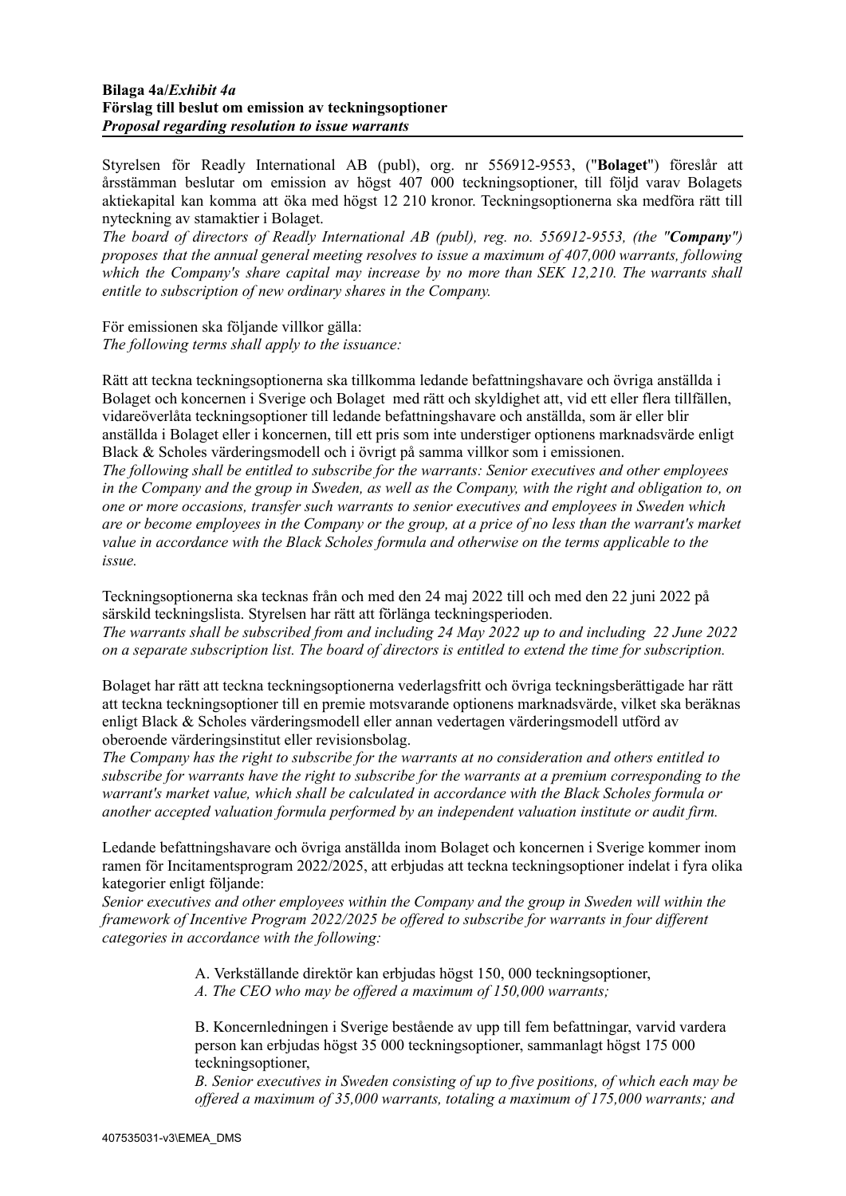**Bilaga 4a/*Exhibit 4a***
**Förslag till beslut om emission av teckningsoptioner**
***Proposal regarding resolution to issue warrants***

Styrelsen för Readly International AB (publ), org. nr 556912-9553, ("**Bolaget**") föreslår att årsstämman beslutar om emission av högst 407 000 teckningsoptioner, till följd varav Bolagets aktiekapital kan komma att öka med högst 12 210 kronor. Teckningsoptionerna ska medföra rätt till nyteckning av stamaktier i Bolaget.
*The board of directors of Readly International AB (publ), reg. no. 556912-9553, (the "**Company**") proposes that the annual general meeting resolves to issue a maximum of 407,000 warrants, following which the Company's share capital may increase by no more than SEK 12,210. The warrants shall entitle to subscription of new ordinary shares in the Company.*

För emissionen ska följande villkor gälla:
*The following terms shall apply to the issuance:*

Rätt att teckna teckningsoptionerna ska tillkomma ledande befattningshavare och övriga anställda i Bolaget och koncernen i Sverige och Bolaget med rätt och skyldighet att, vid ett eller flera tillfällen, vidareöverlåta teckningsoptioner till ledande befattningshavare och anställda, som är eller blir anställda i Bolaget eller i koncernen, till ett pris som inte understiger optionens marknadsvärde enligt Black & Scholes värderingsmodell och i övrigt på samma villkor som i emissionen.
*The following shall be entitled to subscribe for the warrants: Senior executives and other employees in the Company and the group in Sweden, as well as the Company, with the right and obligation to, on one or more occasions, transfer such warrants to senior executives and employees in Sweden which are or become employees in the Company or the group, at a price of no less than the warrant's market value in accordance with the Black Scholes formula and otherwise on the terms applicable to the issue.*

Teckningsoptionerna ska tecknas från och med den 24 maj 2022 till och med den 22 juni 2022 på särskild teckningslista. Styrelsen har rätt att förlänga teckningsperioden.
*The warrants shall be subscribed from and including 24 May 2022 up to and including 22 June 2022 on a separate subscription list. The board of directors is entitled to extend the time for subscription.*

Bolaget har rätt att teckna teckningsoptionerna vederlagsfritt och övriga teckningsberättigade har rätt att teckna teckningsoptioner till en premie motsvarande optionens marknadsvärde, vilket ska beräknas enligt Black & Scholes värderingsmodell eller annan vedertagen värderingsmodell utförd av oberoende värderingsinstitut eller revisionsbolag.
*The Company has the right to subscribe for the warrants at no consideration and others entitled to subscribe for warrants have the right to subscribe for the warrants at a premium corresponding to the warrant's market value, which shall be calculated in accordance with the Black Scholes formula or another accepted valuation formula performed by an independent valuation institute or audit firm.*

Ledande befattningshavare och övriga anställda inom Bolaget och koncernen i Sverige kommer inom ramen för Incitamentsprogram 2022/2025, att erbjudas att teckna teckningsoptioner indelat i fyra olika kategorier enligt följande:
*Senior executives and other employees within the Company and the group in Sweden will within the framework of Incentive Program 2022/2025 be offered to subscribe for warrants in four different categories in accordance with the following:*

A. Verkställande direktör kan erbjudas högst 150, 000 teckningsoptioner,
*A. The CEO who may be offered a maximum of 150,000 warrants;*

B. Koncernledningen i Sverige bestående av upp till fem befattningar, varvid vardera person kan erbjudas högst 35 000 teckningsoptioner, sammanlagt högst 175 000 teckningsoptioner,
*B. Senior executives in Sweden consisting of up to five positions, of which each may be offered a maximum of 35,000 warrants, totaling a maximum of 175,000 warrants; and*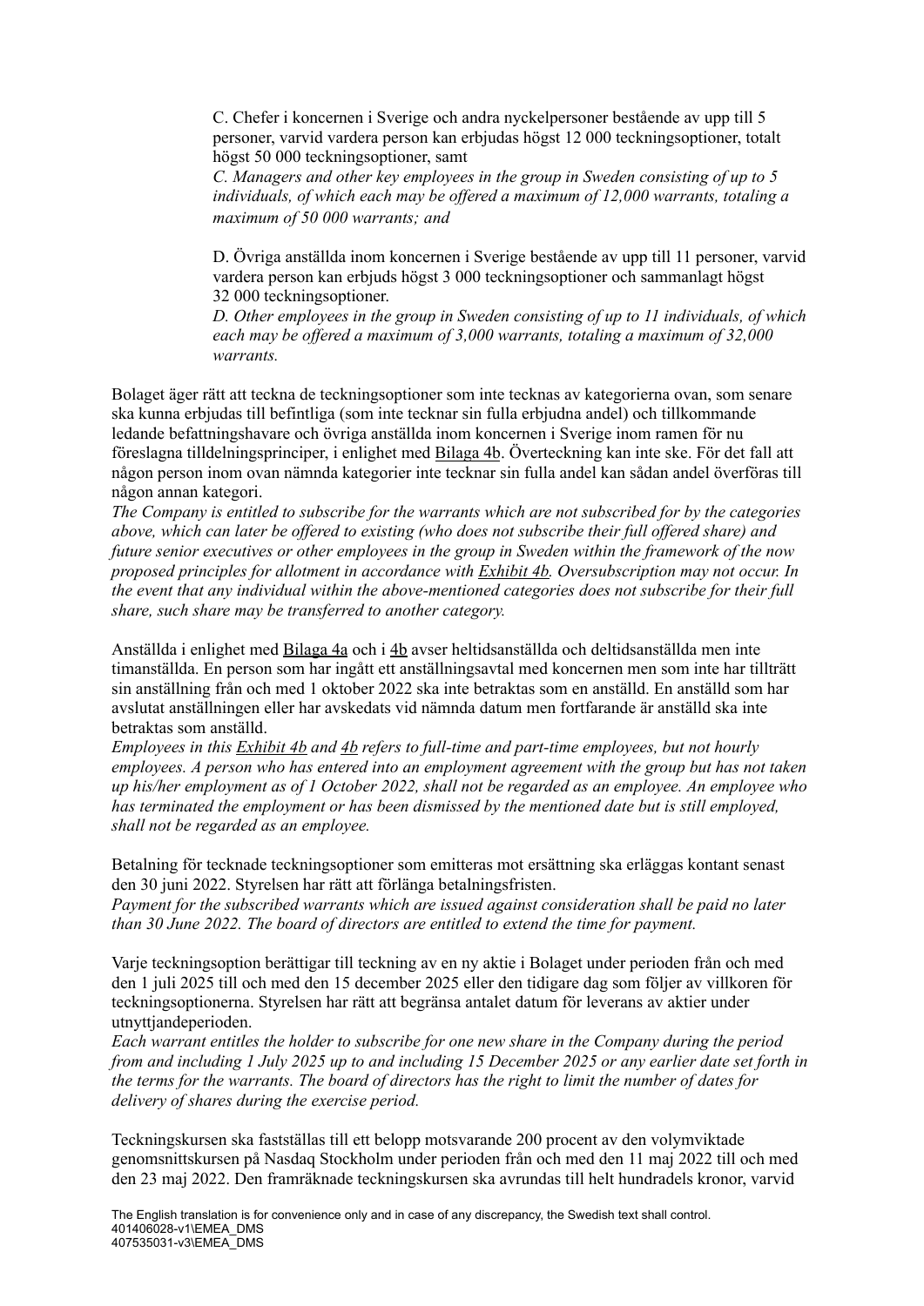C. Chefer i koncernen i Sverige och andra nyckelpersoner bestående av upp till 5 personer, varvid vardera person kan erbjudas högst 12 000 teckningsoptioner, totalt högst 50 000 teckningsoptioner, samt
*C. Managers and other key employees in the group in Sweden consisting of up to 5 individuals, of which each may be offered a maximum of 12,000 warrants, totaling a maximum of 50 000 warrants; and*

D. Övriga anställda inom koncernen i Sverige bestående av upp till 11 personer, varvid vardera person kan erbjuds högst 3 000 teckningsoptioner och sammanlagt högst 32 000 teckningsoptioner.
*D. Other employees in the group in Sweden consisting of up to 11 individuals, of which each may be offered a maximum of 3,000 warrants, totaling a maximum of 32,000 warrants.*

Bolaget äger rätt att teckna de teckningsoptioner som inte tecknas av kategorierna ovan, som senare ska kunna erbjudas till befintliga (som inte tecknar sin fulla erbjudna andel) och tillkommande ledande befattningshavare och övriga anställda inom koncernen i Sverige inom ramen för nu föreslagna tilldelningsprinciper, i enlighet med Bilaga 4b. Överteckning kan inte ske. För det fall att någon person inom ovan nämnda kategorier inte tecknar sin fulla andel kan sådan andel överföras till någon annan kategori.
*The Company is entitled to subscribe for the warrants which are not subscribed for by the categories above, which can later be offered to existing (who does not subscribe their full offered share) and future senior executives or other employees in the group in Sweden within the framework of the now proposed principles for allotment in accordance with Exhibit 4b. Oversubscription may not occur. In the event that any individual within the above-mentioned categories does not subscribe for their full share, such share may be transferred to another category.*

Anställda i enlighet med Bilaga 4a och i 4b avser heltidsanställda och deltidsanställda men inte timanställda. En person som har ingått ett anställningsavtal med koncernen men som inte har tillträtt sin anställning från och med 1 oktober 2022 ska inte betraktas som en anställd. En anställd som har avslutat anställningen eller har avskedats vid nämnda datum men fortfarande är anställd ska inte betraktas som anställd.
*Employees in this Exhibit 4b and 4b refers to full-time and part-time employees, but not hourly employees. A person who has entered into an employment agreement with the group but has not taken up his/her employment as of 1 October 2022, shall not be regarded as an employee. An employee who has terminated the employment or has been dismissed by the mentioned date but is still employed, shall not be regarded as an employee.*

Betalning för tecknade teckningsoptioner som emitteras mot ersättning ska erläggas kontant senast den 30 juni 2022. Styrelsen har rätt att förlänga betalningsfristen.
*Payment for the subscribed warrants which are issued against consideration shall be paid no later than 30 June 2022. The board of directors are entitled to extend the time for payment.*

Varje teckningsoption berättigar till teckning av en ny aktie i Bolaget under perioden från och med den 1 juli 2025 till och med den 15 december 2025 eller den tidigare dag som följer av villkoren för teckningsoptionerna. Styrelsen har rätt att begränsa antalet datum för leverans av aktier under utnyttjandeperioden.
*Each warrant entitles the holder to subscribe for one new share in the Company during the period from and including 1 July 2025 up to and including 15 December 2025 or any earlier date set forth in the terms for the warrants. The board of directors has the right to limit the number of dates for delivery of shares during the exercise period.*

Teckningskursen ska fastställas till ett belopp motsvarande 200 procent av den volymviktade genomsnittskursen på Nasdaq Stockholm under perioden från och med den 11 maj 2022 till och med den 23 maj 2022. Den framräknade teckningskursen ska avrundas till helt hundradels kronor, varvid

The English translation is for convenience only and in case of any discrepancy, the Swedish text shall control.
401406028-v1\EMEA_DMS
407535031-v3\EMEA_DMS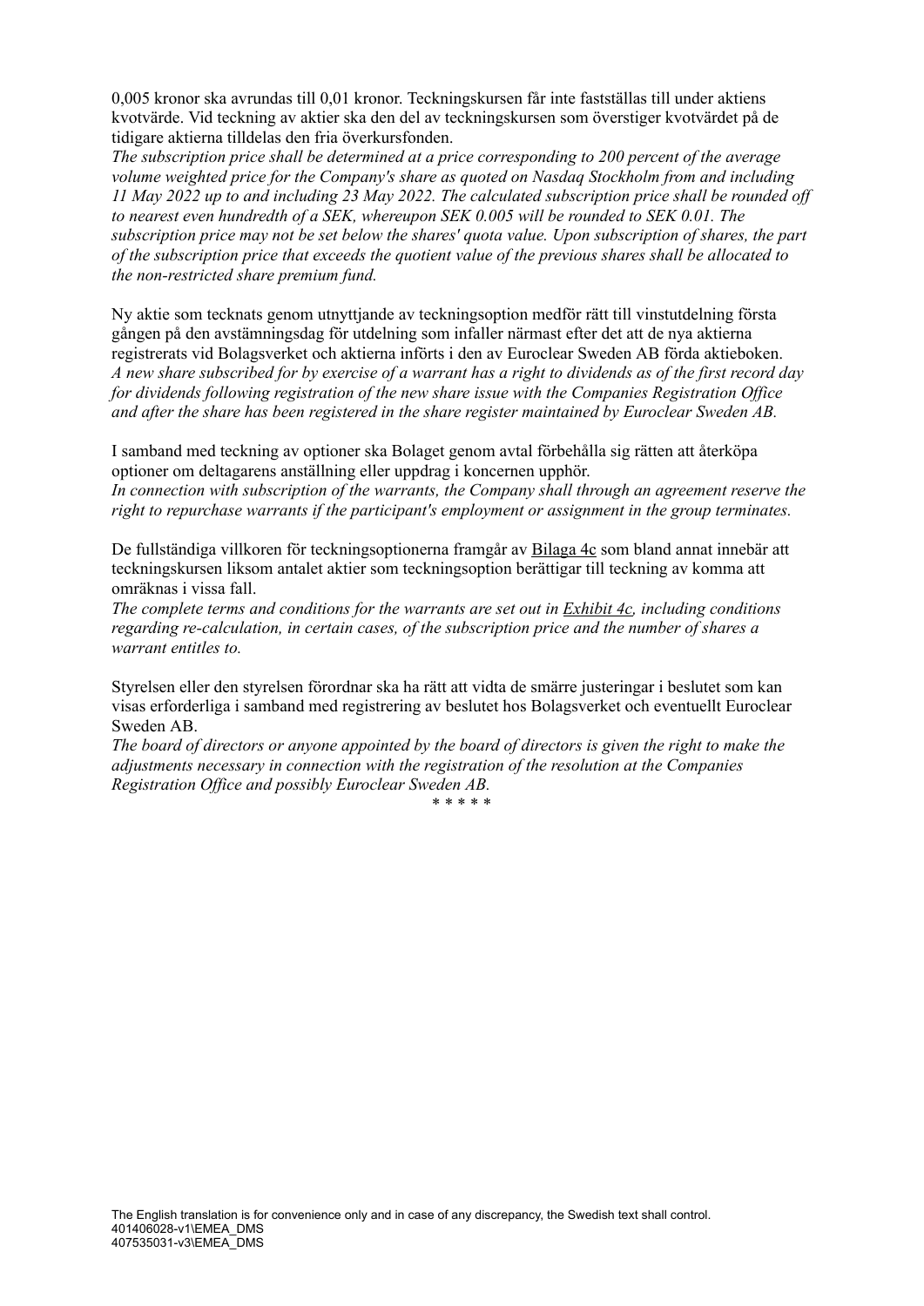0,005 kronor ska avrundas till 0,01 kronor. Teckningskursen får inte fastställas till under aktiens kvotvärde. Vid teckning av aktier ska den del av teckningskursen som överstiger kvotvärdet på de tidigare aktierna tilldelas den fria överkursfonden.
*The subscription price shall be determined at a price corresponding to 200 percent of the average volume weighted price for the Company's share as quoted on Nasdaq Stockholm from and including 11 May 2022 up to and including 23 May 2022. The calculated subscription price shall be rounded off to nearest even hundredth of a SEK, whereupon SEK 0.005 will be rounded to SEK 0.01. The subscription price may not be set below the shares' quota value. Upon subscription of shares, the part of the subscription price that exceeds the quotient value of the previous shares shall be allocated to the non-restricted share premium fund.*

Ny aktie som tecknats genom utnyttjande av teckningsoption medför rätt till vinstutdelning första gången på den avstämningsdag för utdelning som infaller närmast efter det att de nya aktierna registrerats vid Bolagsverket och aktierna införts i den av Euroclear Sweden AB förda aktieboken.
*A new share subscribed for by exercise of a warrant has a right to dividends as of the first record day for dividends following registration of the new share issue with the Companies Registration Office and after the share has been registered in the share register maintained by Euroclear Sweden AB.*

I samband med teckning av optioner ska Bolaget genom avtal förbehålla sig rätten att återköpa optioner om deltagarens anställning eller uppdrag i koncernen upphör.
*In connection with subscription of the warrants, the Company shall through an agreement reserve the right to repurchase warrants if the participant's employment or assignment in the group terminates.*

De fullständiga villkoren för teckningsoptionerna framgår av Bilaga 4c som bland annat innebär att teckningskursen liksom antalet aktier som teckningsoption berättigar till teckning av komma att omräknas i vissa fall.
*The complete terms and conditions for the warrants are set out in Exhibit 4c, including conditions regarding re-calculation, in certain cases, of the subscription price and the number of shares a warrant entitles to.*

Styrelsen eller den styrelsen förordnar ska ha rätt att vidta de smärre justeringar i beslutet som kan visas erforderliga i samband med registrering av beslutet hos Bolagsverket och eventuellt Euroclear Sweden AB.
*The board of directors or anyone appointed by the board of directors is given the right to make the adjustments necessary in connection with the registration of the resolution at the Companies Registration Office and possibly Euroclear Sweden AB.*

\* \* \* \* \*

The English translation is for convenience only and in case of any discrepancy, the Swedish text shall control.
401406028-v1\EMEA_DMS
407535031-v3\EMEA_DMS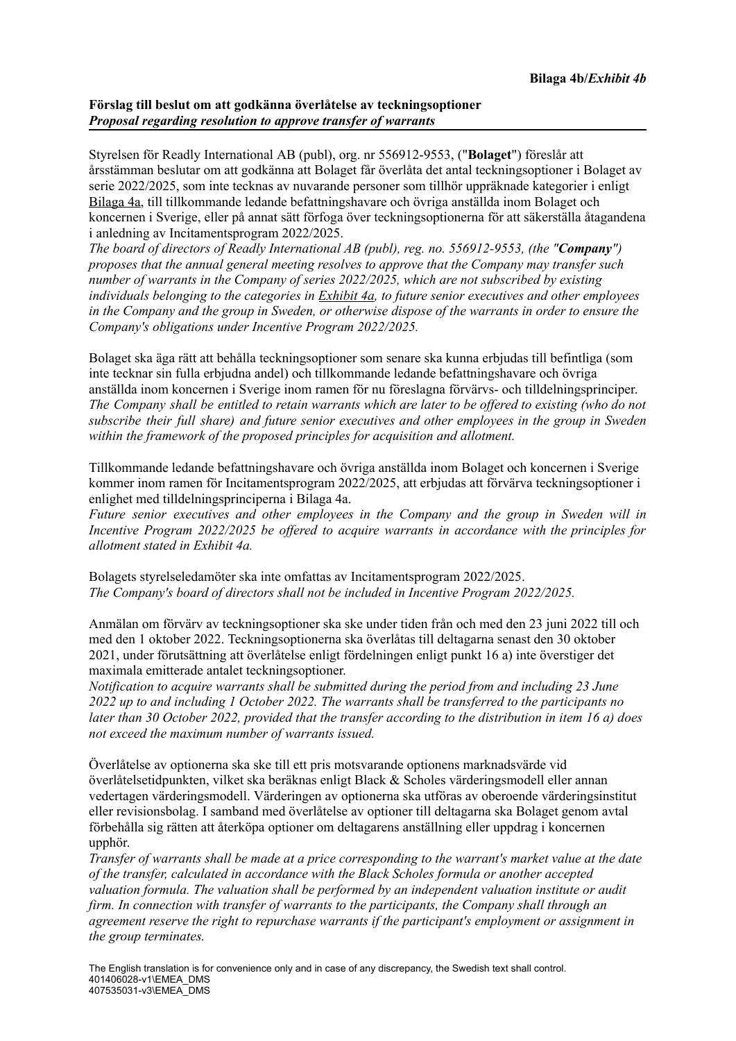**Bilaga 4b/*Exhibit 4b***

**Förslag till beslut om att godkänna överlåtelse av teckningsoptioner**
***Proposal regarding resolution to approve transfer of warrants***

Styrelsen för Readly International AB (publ), org. nr 556912-9553, ("**Bolaget**") föreslår att årsstämman beslutar om att godkänna att Bolaget får överlåta det antal teckningsoptioner i Bolaget av serie 2022/2025, som inte tecknas av nuvarande personer som tillhör uppräknade kategorier i enligt Bilaga 4a, till tillkommande ledande befattningshavare och övriga anställda inom Bolaget och koncernen i Sverige, eller på annat sätt förfoga över teckningsoptionerna för att säkerställa åtagandena i anledning av Incitamentsprogram 2022/2025.
*The board of directors of Readly International AB (publ), reg. no. 556912-9553, (the "**Company**") proposes that the annual general meeting resolves to approve that the Company may transfer such number of warrants in the Company of series 2022/2025, which are not subscribed by existing individuals belonging to the categories in Exhibit 4a, to future senior executives and other employees in the Company and the group in Sweden, or otherwise dispose of the warrants in order to ensure the Company's obligations under Incentive Program 2022/2025.*

Bolaget ska äga rätt att behålla teckningsoptioner som senare ska kunna erbjudas till befintliga (som inte tecknar sin fulla erbjudna andel) och tillkommande ledande befattningshavare och övriga anställda inom koncernen i Sverige inom ramen för nu föreslagna förvärvs- och tilldelningsprinciper.
*The Company shall be entitled to retain warrants which are later to be offered to existing (who do not subscribe their full share) and future senior executives and other employees in the group in Sweden within the framework of the proposed principles for acquisition and allotment.*

Tillkommande ledande befattningshavare och övriga anställda inom Bolaget och koncernen i Sverige kommer inom ramen för Incitamentsprogram 2022/2025, att erbjudas att förvärva teckningsoptioner i enlighet med tilldelningsprinciperna i Bilaga 4a.
*Future senior executives and other employees in the Company and the group in Sweden will in Incentive Program 2022/2025 be offered to acquire warrants in accordance with the principles for allotment stated in Exhibit 4a.*

Bolagets styrelseledamöter ska inte omfattas av Incitamentsprogram 2022/2025.
*The Company's board of directors shall not be included in Incentive Program 2022/2025.*

Anmälan om förvärv av teckningsoptioner ska ske under tiden från och med den 23 juni 2022 till och med den 1 oktober 2022. Teckningsoptionerna ska överlåtas till deltagarna senast den 30 oktober 2021, under förutsättning att överlåtelse enligt fördelningen enligt punkt 16 a) inte överstiger det maximala emitterade antalet teckningsoptioner.
*Notification to acquire warrants shall be submitted during the period from and including 23 June 2022 up to and including 1 October 2022. The warrants shall be transferred to the participants no later than 30 October 2022, provided that the transfer according to the distribution in item 16 a) does not exceed the maximum number of warrants issued.*

Överlåtelse av optionerna ska ske till ett pris motsvarande optionens marknadsvärde vid överlåtelsetidpunkten, vilket ska beräknas enligt Black & Scholes värderingsmodell eller annan vedertagen värderingsmodell. Värderingen av optionerna ska utföras av oberoende värderingsinstitut eller revisionsbolag. I samband med överlåtelse av optioner till deltagarna ska Bolaget genom avtal förbehålla sig rätten att återköpa optioner om deltagarens anställning eller uppdrag i koncernen upphör.
*Transfer of warrants shall be made at a price corresponding to the warrant's market value at the date of the transfer, calculated in accordance with the Black Scholes formula or another accepted valuation formula. The valuation shall be performed by an independent valuation institute or audit firm. In connection with transfer of warrants to the participants, the Company shall through an agreement reserve the right to repurchase warrants if the participant's employment or assignment in the group terminates.*

The English translation is for convenience only and in case of any discrepancy, the Swedish text shall control.
401406028-v1\EMEA_DMS
407535031-v3\EMEA_DMS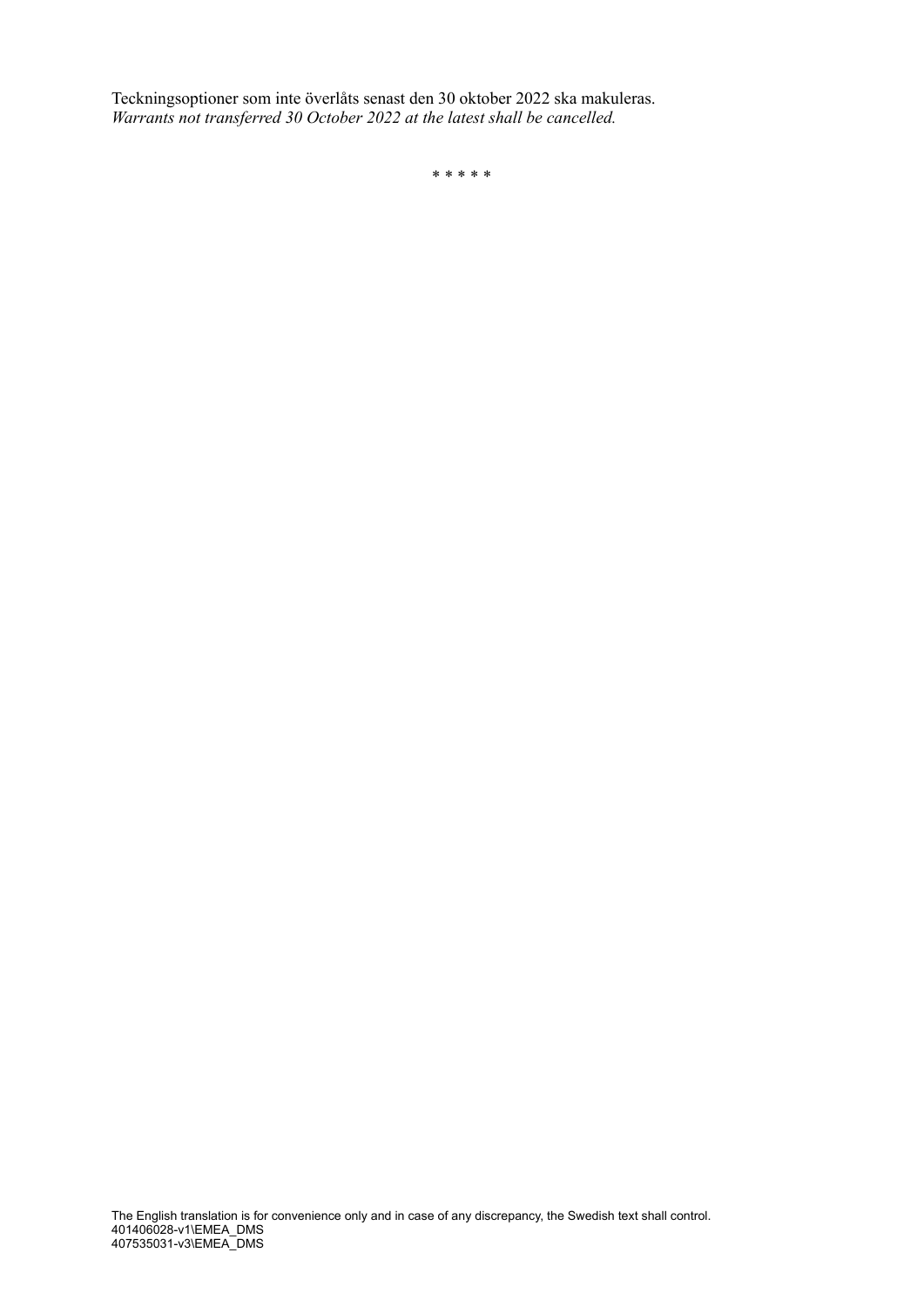Teckningsoptioner som inte överlåts senast den 30 oktober 2022 ska makuleras.
*Warrants not transferred 30 October 2022 at the latest shall be cancelled.*

* * * * *

The English translation is for convenience only and in case of any discrepancy, the Swedish text shall control.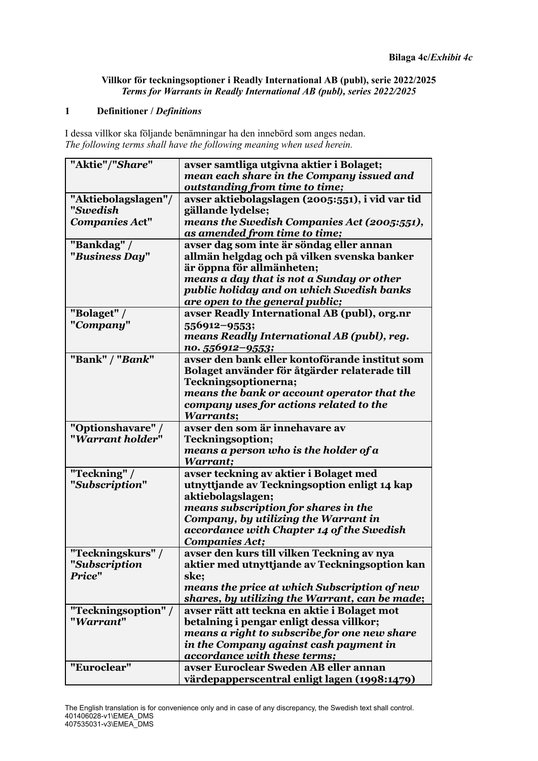**Bilaga 4c/*Exhibit 4c***

**Villkor för teckningsoptioner i Readly International AB (publ), serie 2022/2025**
***Terms for Warrants in Readly International AB (publ), series 2022/2025***

## 1 Definitioner / *Definitions*

I dessa villkor ska följande benämningar ha den innebörd som anges nedan.
*The following terms shall have the following meaning when used herein.*

| | |
|---|---|
| **"Aktie"/"*Share*"** | **avser samtliga utgivna aktier i Bolaget;** ***mean each share in the Company issued and outstanding from time to time;*** |
| **"Aktiebolagslagen"/ "*Swedish Companies Act*"** | **avser aktiebolagslagen (2005:551), i vid var tid gällande lydelse;** ***means the Swedish Companies Act (2005:551), as amended from time to time;*** |
| **"Bankdag" / "*Business Day*"** | **avser dag som inte är söndag eller annan allmän helgdag och på vilken svenska banker är öppna för allmänheten;** ***means a day that is not a Sunday or other public holiday and on which Swedish banks are open to the general public;*** |
| **"Bolaget" / "*Company*"** | **avser Readly International AB (publl), org.nr 556912–9553;** ***means Readly International AB (publ), reg. no. 556912–9553;*** |
| **"Bank" / "*Bank*"** | **avser den bank eller kontoförande institut som Bolaget använder för åtgärder relaterade till Teckningsoptionerna;** ***means the bank or account operator that the company uses for actions related to the Warrants*;** |
| **"Optionshavare" / "*Warrant holder*"** | **avser den som är innehavare av Teckningsoption;** ***means a person who is the holder of a Warrant;*** |
| **"Teckning" / "*Subscription*"** | **avser teckning av aktier i Bolaget med utnyttjande av Teckningsoption enligt 14 kap aktiebolagslagen;** ***means subscription for shares in the Company, by utilizing the Warrant in accordance with Chapter 14 of the Swedish Companies Act;*** |
| **"Teckningskurs" / "*Subscription Price*"** | **avser den kurs till vilken Teckning av nya aktier med utnyttjande av Teckningsoption kan ske;** ***means the price at which Subscription of new shares, by utilizing the Warrant, can be made*;** |
| **"Teckningsoption" / "*Warrant*"** | **avser rätt att teckna en aktie i Bolaget mot betalning i pengar enligt dessa villkor;** ***means a right to subscribe for one new share in the Company against cash payment in accordance with these terms;*** |
| **"Euroclear"** | **avser Euroclear Sweden AB eller annan värdepapperscentral enligt lagen (1998:1479)** |

The English translation is for convenience only and in case of any discrepancy, the Swedish text shall control.
401406028-v1\EMEA_DMS
407535031-v3\EMEA_DMS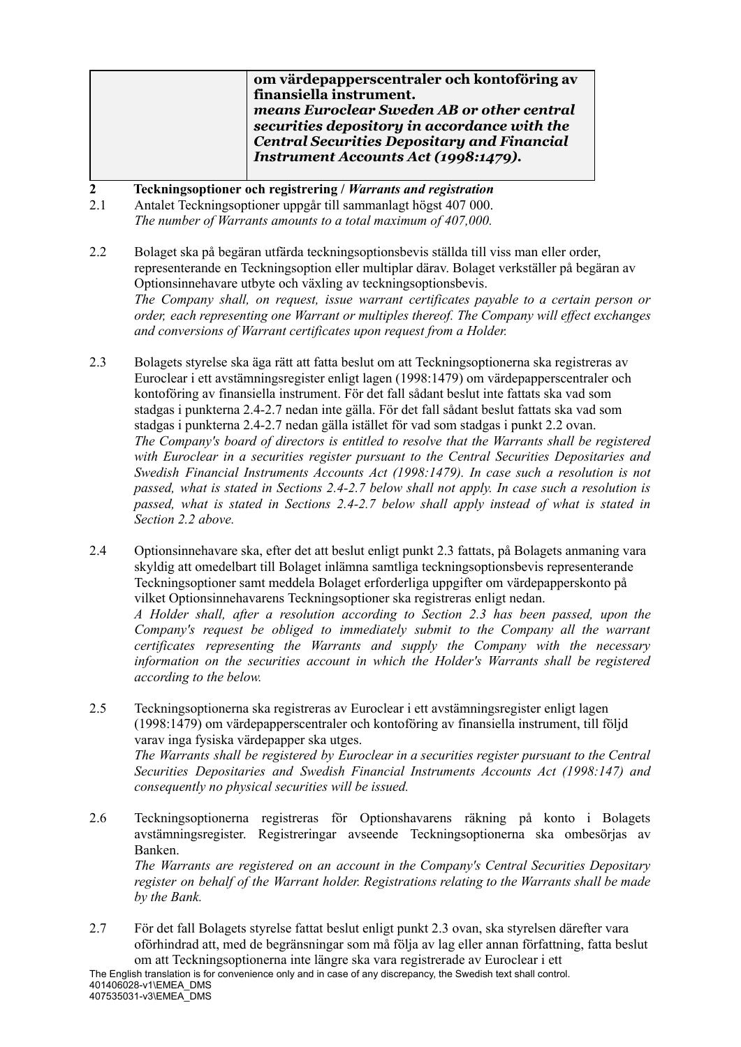| | |
|---|---|
| | **om värdepapperscentraler och kontoföring av finansiella instrument.** ***means Euroclear Sweden AB or other central securities depository in accordance with the Central Securities Depositary and Financial Instrument Accounts Act (1998:1479).*** |

**2 Teckningsoptioner och registrering /** ***Warrants and registration***

2.1 Antalet Teckningsoptioner uppgår till sammanlagt högst 407 000.
*The number of Warrants amounts to a total maximum of 407,000.*

2.2 Bolaget ska på begäran utfärda teckningsoptionsbevis ställda till viss man eller order, representerande en Teckningsoption eller multiplar därav. Bolaget verkställer på begäran av Optionsinnehavare utbyte och växling av teckningsoptionsbevis.
*The Company shall, on request, issue warrant certificates payable to a certain person or order, each representing one Warrant or multiples thereof. The Company will effect exchanges and conversions of Warrant certificates upon request from a Holder.*

2.3 Bolagets styrelse ska äga rätt att fatta beslut om att Teckningsoptionerna ska registreras av Euroclear i ett avstämningsregister enligt lagen (1998:1479) om värdepapperscentraler och kontoföring av finansiella instrument. För det fall sådant beslut inte fattats ska vad som stadgas i punkterna 2.4-2.7 nedan inte gälla. För det fall sådant beslut fattats ska vad som stadgas i punkterna 2.4-2.7 nedan gälla istället för vad som stadgas i punkt 2.2 ovan.
*The Company's board of directors is entitled to resolve that the Warrants shall be registered with Euroclear in a securities register pursuant to the Central Securities Depositaries and Swedish Financial Instruments Accounts Act (1998:1479). In case such a resolution is not passed, what is stated in Sections 2.4-2.7 below shall not apply. In case such a resolution is passed, what is stated in Sections 2.4-2.7 below shall apply instead of what is stated in Section 2.2 above.*

2.4 Optionsinnehavare ska, efter det att beslut enligt punkt 2.3 fattats, på Bolagets anmaning vara skyldig att omedelbart till Bolaget inlämna samtliga teckningsoptionsbevis representerande Teckningsoptioner samt meddela Bolaget erforderliga uppgifter om värdepapperskonto på vilket Optionsinnehavarens Teckningsoptioner ska registreras enligt nedan.
*A Holder shall, after a resolution according to Section 2.3 has been passed, upon the Company's request be obliged to immediately submit to the Company all the warrant certificates representing the Warrants and supply the Company with the necessary information on the securities account in which the Holder's Warrants shall be registered according to the below.*

2.5 Teckningsoptionerna ska registreras av Euroclear i ett avstämningsregister enligt lagen (1998:1479) om värdepapperscentraler och kontoföring av finansiella instrument, till följd varav inga fysiska värdepapper ska utges.
*The Warrants shall be registered by Euroclear in a securities register pursuant to the Central Securities Depositaries and Swedish Financial Instruments Accounts Act (1998:147) and consequently no physical securities will be issued.*

2.6 Teckningsoptionerna registreras för Optionshavarens räkning på konto i Bolagets avstämningsregister. Registreringar avseende Teckningsoptionerna ska ombesörjas av Banken.
*The Warrants are registered on an account in the Company's Central Securities Depositary register on behalf of the Warrant holder. Registrations relating to the Warrants shall be made by the Bank.*

2.7 För det fall Bolagets styrelse fattat beslut enligt punkt 2.3 ovan, ska styrelsen därefter vara oförhindrad att, med de begränsningar som må följa av lag eller annan författning, fatta beslut om att Teckningsoptionerna inte längre ska vara registrerade av Euroclear i ett

The English translation is for convenience only and in case of any discrepancy, the Swedish text shall control.
401406028-v1\EMEA_DMS
407535031-v3\EMEA_DMS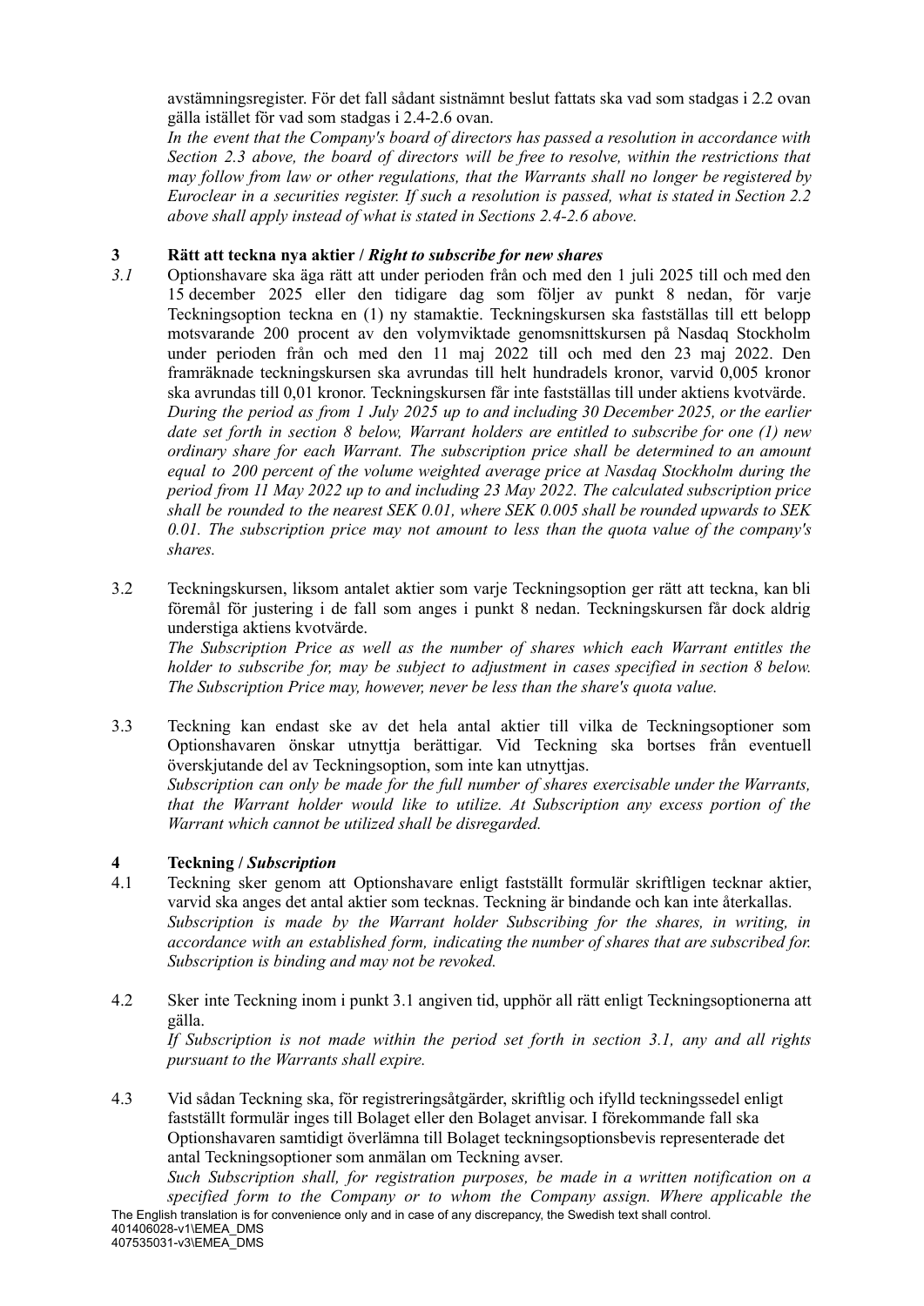avstämningsregister. För det fall sådant sistnämnt beslut fattats ska vad som stadgas i 2.2 ovan gälla istället för vad som stadgas i 2.4-2.6 ovan.

*In the event that the Company's board of directors has passed a resolution in accordance with Section 2.3 above, the board of directors will be free to resolve, within the restrictions that may follow from law or other regulations, that the Warrants shall no longer be registered by Euroclear in a securities register. If such a resolution is passed, what is stated in Section 2.2 above shall apply instead of what is stated in Sections 2.4-2.6 above.*

## 3 Rätt att teckna nya aktier / *Right to subscribe for new shares*

*3.1* Optionshavare ska äga rätt att under perioden från och med den 1 juli 2025 till och med den 15 december 2025 eller den tidigare dag som följer av punkt 8 nedan, för varje Teckningsoption teckna en (1) ny stamaktie. Teckningskursen ska fastställas till ett belopp motsvarande 200 procent av den volymviktade genomsnittskursen på Nasdaq Stockholm under perioden från och med den 11 maj 2022 till och med den 23 maj 2022. Den framräknade teckningskursen ska avrundas till helt hundradels kronor, varvid 0,005 kronor ska avrundas till 0,01 kronor. Teckningskursen får inte fastställas till under aktiens kvotvärde.

*During the period as from 1 July 2025 up to and including 30 December 2025, or the earlier date set forth in section 8 below, Warrant holders are entitled to subscribe for one (1) new ordinary share for each Warrant. The subscription price shall be determined to an amount equal to 200 percent of the volume weighted average price at Nasdaq Stockholm during the period from 11 May 2022 up to and including 23 May 2022. The calculated subscription price shall be rounded to the nearest SEK 0.01, where SEK 0.005 shall be rounded upwards to SEK 0.01. The subscription price may not amount to less than the quota value of the company's shares.*

3.2 Teckningskursen, liksom antalet aktier som varje Teckningsoption ger rätt att teckna, kan bli föremål för justering i de fall som anges i punkt 8 nedan. Teckningskursen får dock aldrig understiga aktiens kvotvärde.

*The Subscription Price as well as the number of shares which each Warrant entitles the holder to subscribe for, may be subject to adjustment in cases specified in section 8 below. The Subscription Price may, however, never be less than the share's quota value.*

3.3 Teckning kan endast ske av det hela antal aktier till vilka de Teckningsoptioner som Optionshavaren önskar utnyttja berättigar. Vid Teckning ska bortses från eventuell överskjutande del av Teckningsoption, som inte kan utnyttjas.

*Subscription can only be made for the full number of shares exercisable under the Warrants, that the Warrant holder would like to utilize. At Subscription any excess portion of the Warrant which cannot be utilized shall be disregarded.*

## 4 Teckning / *Subscription*

4.1 Teckning sker genom att Optionshavare enligt fastställt formulär skriftligen tecknar aktier, varvid ska anges det antal aktier som tecknas. Teckning är bindande och kan inte återkallas.

*Subscription is made by the Warrant holder Subscribing for the shares, in writing, in accordance with an established form, indicating the number of shares that are subscribed for. Subscription is binding and may not be revoked.*

4.2 Sker inte Teckning inom i punkt 3.1 angiven tid, upphör all rätt enligt Teckningsoptionerna att gälla.

*If Subscription is not made within the period set forth in section 3.1, any and all rights pursuant to the Warrants shall expire.*

4.3 Vid sådan Teckning ska, för registreringsåtgärder, skriftlig och ifylld teckningssedel enligt fastställt formulär inges till Bolaget eller den Bolaget anvisar. I förekommande fall ska Optionshavaren samtidigt överlämna till Bolaget teckningsoptionsbevis representerade det antal Teckningsoptioner som anmälan om Teckning avser.

*Such Subscription shall, for registration purposes, be made in a written notification on a specified form to the Company or to whom the Company assign. Where applicable the*

The English translation is for convenience only and in case of any discrepancy, the Swedish text shall control.
401406028-v1\EMEA_DMS
407535031-v3\EMEA_DMS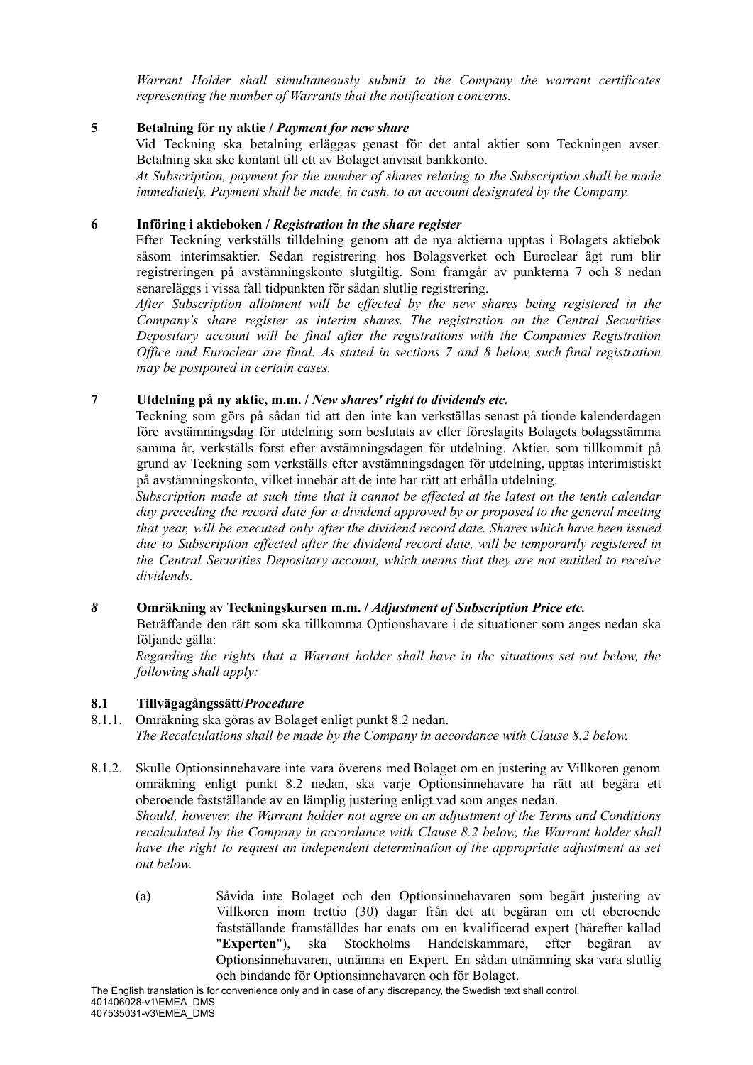*Warrant Holder shall simultaneously submit to the Company the warrant certificates representing the number of Warrants that the notification concerns.*

## 5 Betalning för ny aktie / *Payment for new share*

Vid Teckning ska betalning erläggas genast för det antal aktier som Teckningen avser. Betalning ska ske kontant till ett av Bolaget anvisat bankkonto.

*At Subscription, payment for the number of shares relating to the Subscription shall be made immediately. Payment shall be made, in cash, to an account designated by the Company.*

## 6 Införing i aktieboken / *Registration in the share register*

Efter Teckning verkställs tilldelning genom att de nya aktierna upptas i Bolagets aktiebok såsom interimsaktier. Sedan registrering hos Bolagsverket och Euroclear ägt rum blir registreringen på avstämningskonto slutgiltig. Som framgår av punkterna 7 och 8 nedan senareläggs i vissa fall tidpunkten för sådan slutlig registrering.

*After Subscription allotment will be effected by the new shares being registered in the Company's share register as interim shares. The registration on the Central Securities Depositary account will be final after the registrations with the Companies Registration Office and Euroclear are final. As stated in sections 7 and 8 below, such final registration may be postponed in certain cases.*

## 7 Utdelning på ny aktie, m.m. / *New shares' right to dividends etc.*

Teckning som görs på sådan tid att den inte kan verkställas senast på tionde kalenderdagen före avstämningsdag för utdelning som beslutats av eller föreslagits Bolagets bolagsstämma samma år, verkställs först efter avstämningsdagen för utdelning. Aktier, som tillkommit på grund av Teckning som verkställs efter avstämningsdagen för utdelning, upptas interimistiskt på avstämningskonto, vilket innebär att de inte har rätt att erhålla utdelning.

*Subscription made at such time that it cannot be effected at the latest on the tenth calendar day preceding the record date for a dividend approved by or proposed to the general meeting that year, will be executed only after the dividend record date. Shares which have been issued due to Subscription effected after the dividend record date, will be temporarily registered in the Central Securities Depositary account, which means that they are not entitled to receive dividends.*

## *8* Omräkning av Teckningskursen m.m. / *Adjustment of Subscription Price etc.*

Beträffande den rätt som ska tillkomma Optionshavare i de situationer som anges nedan ska följande gälla:

*Regarding the rights that a Warrant holder shall have in the situations set out below, the following shall apply:*

### 8.1 Tillvägagångssätt/*Procedure*

8.1.1. Omräkning ska göras av Bolaget enligt punkt 8.2 nedan.
*The Recalculations shall be made by the Company in accordance with Clause 8.2 below.*

8.1.2. Skulle Optionsinnehavare inte vara överens med Bolaget om en justering av Villkoren genom omräkning enligt punkt 8.2 nedan, ska varje Optionsinnehavare ha rätt att begära ett oberoende fastställande av en lämplig justering enligt vad som anges nedan.
*Should, however, the Warrant holder not agree on an adjustment of the Terms and Conditions recalculated by the Company in accordance with Clause 8.2 below, the Warrant holder shall have the right to request an independent determination of the appropriate adjustment as set out below.*

(a) Såvida inte Bolaget och den Optionsinnehavaren som begärt justering av Villkoren inom trettio (30) dagar från det att begäran om ett oberoende fastställande framställdes har enats om en kvalificerad expert (härefter kallad "**Experten**"), ska Stockholms Handelskammare, efter begäran av Optionsinnehavaren, utnämna en Expert. En sådan utnämning ska vara slutlig och bindande för Optionsinnehavaren och för Bolaget.

The English translation is for convenience only and in case of any discrepancy, the Swedish text shall control.
401406028-v1\EMEA_DMS
407535031-v3\EMEA_DMS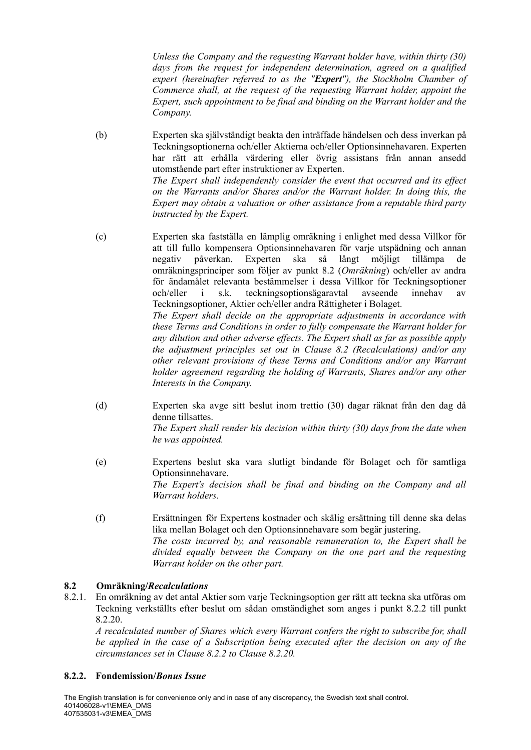*Unless the Company and the requesting Warrant holder have, within thirty (30) days from the request for independent determination, agreed on a qualified expert (hereinafter referred to as the "**Expert**"), the Stockholm Chamber of Commerce shall, at the request of the requesting Warrant holder, appoint the Expert, such appointment to be final and binding on the Warrant holder and the Company.*

(b) Experten ska självständigt beakta den inträffade händelsen och dess inverkan på Teckningsoptionerna och/eller Aktierna och/eller Optionsinnehavaren. Experten har rätt att erhålla värdering eller övrig assistans från annan ansedd utomstående part efter instruktioner av Experten.
*The Expert shall independently consider the event that occurred and its effect on the Warrants and/or Shares and/or the Warrant holder. In doing this, the Expert may obtain a valuation or other assistance from a reputable third party instructed by the Expert.*

(c) Experten ska fastställa en lämplig omräkning i enlighet med dessa Villkor för att till fullo kompensera Optionsinnehavaren för varje utspädning och annan negativ påverkan. Experten ska så långt möjligt tillämpa de omräkningsprinciper som följer av punkt 8.2 (*Omräkning*) och/eller av andra för ändamålet relevanta bestämmelser i dessa Villkor för Teckningsoptioner och/eller i s.k. teckningsoptionsägaravtal avseende innehav av Teckningsoptioner, Aktier och/eller andra Rättigheter i Bolaget.
*The Expert shall decide on the appropriate adjustments in accordance with these Terms and Conditions in order to fully compensate the Warrant holder for any dilution and other adverse effects. The Expert shall as far as possible apply the adjustment principles set out in Clause 8.2 (Recalculations) and/or any other relevant provisions of these Terms and Conditions and/or any Warrant holder agreement regarding the holding of Warrants, Shares and/or any other Interests in the Company.*

(d) Experten ska avge sitt beslut inom trettio (30) dagar räknat från den dag då denne tillsattes.
*The Expert shall render his decision within thirty (30) days from the date when he was appointed.*

(e) Expertens beslut ska vara slutligt bindande för Bolaget och för samtliga Optionsinnehavare.
*The Expert's decision shall be final and binding on the Company and all Warrant holders.*

(f) Ersättningen för Expertens kostnader och skälig ersättning till denne ska delas lika mellan Bolaget och den Optionsinnehavare som begär justering.
*The costs incurred by, and reasonable remuneration to, the Expert shall be divided equally between the Company on the one part and the requesting Warrant holder on the other part.*

## 8.2 Omräkning/*Recalculations*

8.2.1. En omräkning av det antal Aktier som varje Teckningsoption ger rätt att teckna ska utföras om Teckning verkställts efter beslut om sådan omständighet som anges i punkt 8.2.2 till punkt 8.2.20.
*A recalculated number of Shares which every Warrant confers the right to subscribe for, shall be applied in the case of a Subscription being executed after the decision on any of the circumstances set in Clause 8.2.2 to Clause 8.2.20.*

### 8.2.2. Fondemission/*Bonus Issue*

The English translation is for convenience only and in case of any discrepancy, the Swedish text shall control.
401406028-v1\EMEA_DMS
407535031-v3\EMEA_DMS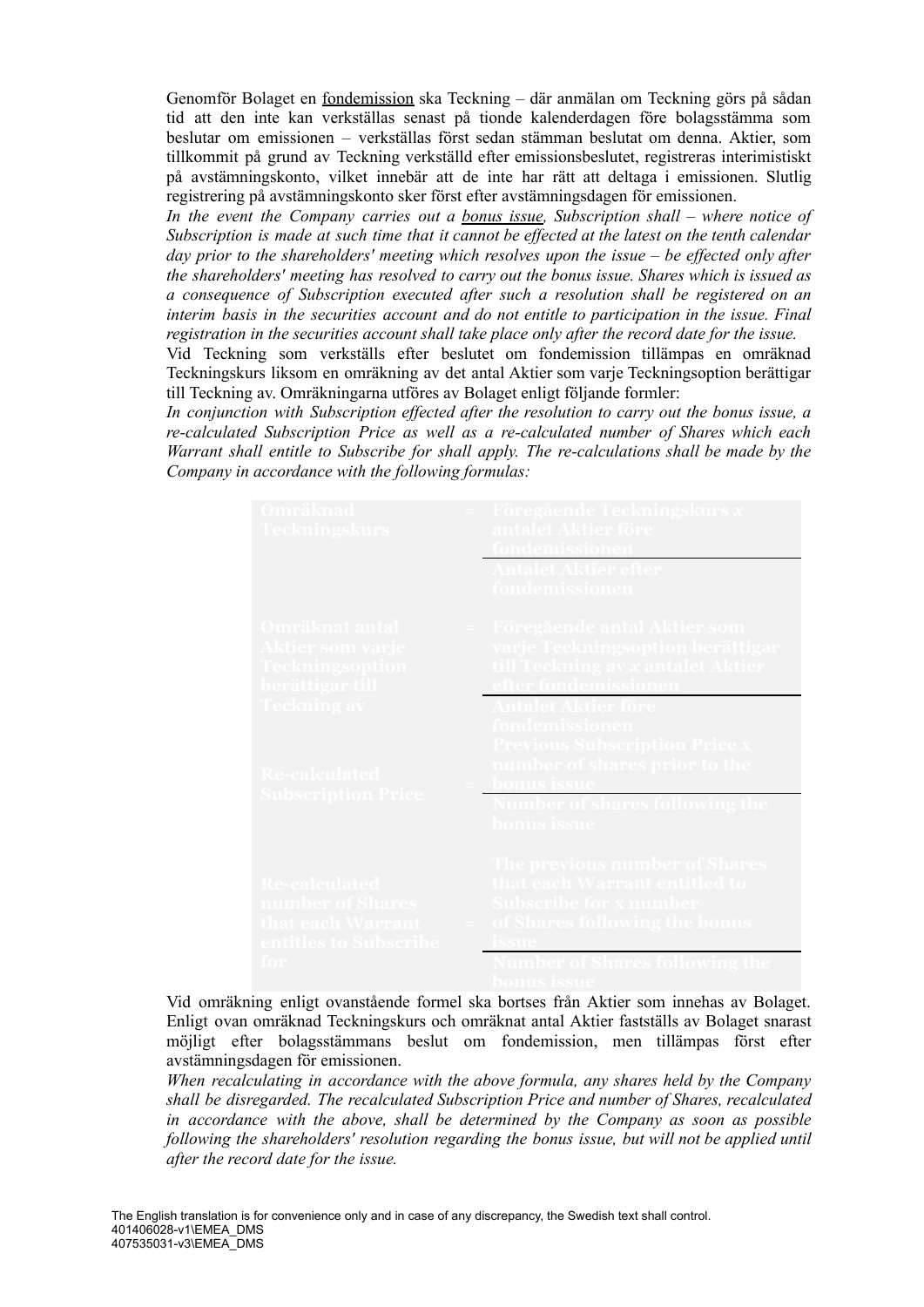Genomför Bolaget en <u>fondemission</u> ska Teckning – där anmälan om Teckning görs på sådan tid att den inte kan verkställas senast på tionde kalenderdagen före bolagsstämma som beslutar om emissionen – verkställas först sedan stämman beslutat om denna. Aktier, som tillkommit på grund av Teckning verkställd efter emissionsbeslutet, registreras interimistiskt på avstämningskonto, vilket innebär att de inte har rätt att deltaga i emissionen. Slutlig registrering på avstämningskonto sker först efter avstämningsdagen för emissionen.

*In the event the Company carries out a <u>bonus issue</u>, Subscription shall – where notice of Subscription is made at such time that it cannot be effected at the latest on the tenth calendar day prior to the shareholders' meeting which resolves upon the issue – be effected only after the shareholders' meeting has resolved to carry out the bonus issue. Shares which is issued as a consequence of Subscription executed after such a resolution shall be registered on an interim basis in the securities account and do not entitle to participation in the issue. Final registration in the securities account shall take place only after the record date for the issue.*

Vid Teckning som verkställs efter beslutet om fondemission tillämpas en omräknad Teckningskurs liksom en omräkning av det antal Aktier som varje Teckningsoption berättigar till Teckning av. Omräkningarna utförs av Bolaget enligt följande formler:

*In conjunction with Subscription effected after the resolution to carry out the bonus issue, a re-calculated Subscription Price as well as a re-calculated number of Shares which each Warrant shall entitle to Subscribe for shall apply. The re-calculations shall be made by the Company in accordance with the following formulas:*

$$\text{Omräknad Teckningskurs} = \frac{\text{Föregående Teckningskurs } x \text{ antalet Aktier före fondemissionen}}{\text{Antalet Aktier efter fondemissionen}}$$

$$\text{Omräknat antal Aktier som varje Teckningsoption berättigar till Teckning av} = \frac{\text{Föregående antal Aktier som varje Teckningsoption berättigar till Teckning av } x \text{ antalet Aktier efter fondemissionen}}{\text{Antalet Aktier före fondemissionen}}$$

$$\text{Re-calculated Subscription Price} = \frac{\text{Previous Subscription Price x number of shares prior to the bonus issue}}{\text{Number of shares following the bonus issue}}$$

$$\text{Re-calculated number of Shares that each Warrant entitles to Subscribe for} = \frac{\text{The previous number of Shares that each Warrant entitled to Subscribe for x number of Shares following the bonus issue}}{\text{Number of Shares following the bonus issue}}$$

Vid omräkning enligt ovanstående formel ska bortses från Aktier som innehas av Bolaget. Enligt ovan omräknad Teckningskurs och omräknat antal Aktier fastställs av Bolaget snarast möjligt efter bolagsstämmans beslut om fondemission, men tillämpas först efter avstämningsdagen för emissionen.

*When recalculating in accordance with the above formula, any shares held by the Company shall be disregarded. The recalculated Subscription Price and number of Shares, recalculated in accordance with the above, shall be determined by the Company as soon as possible following the shareholders' resolution regarding the bonus issue, but will not be applied until after the record date for the issue.*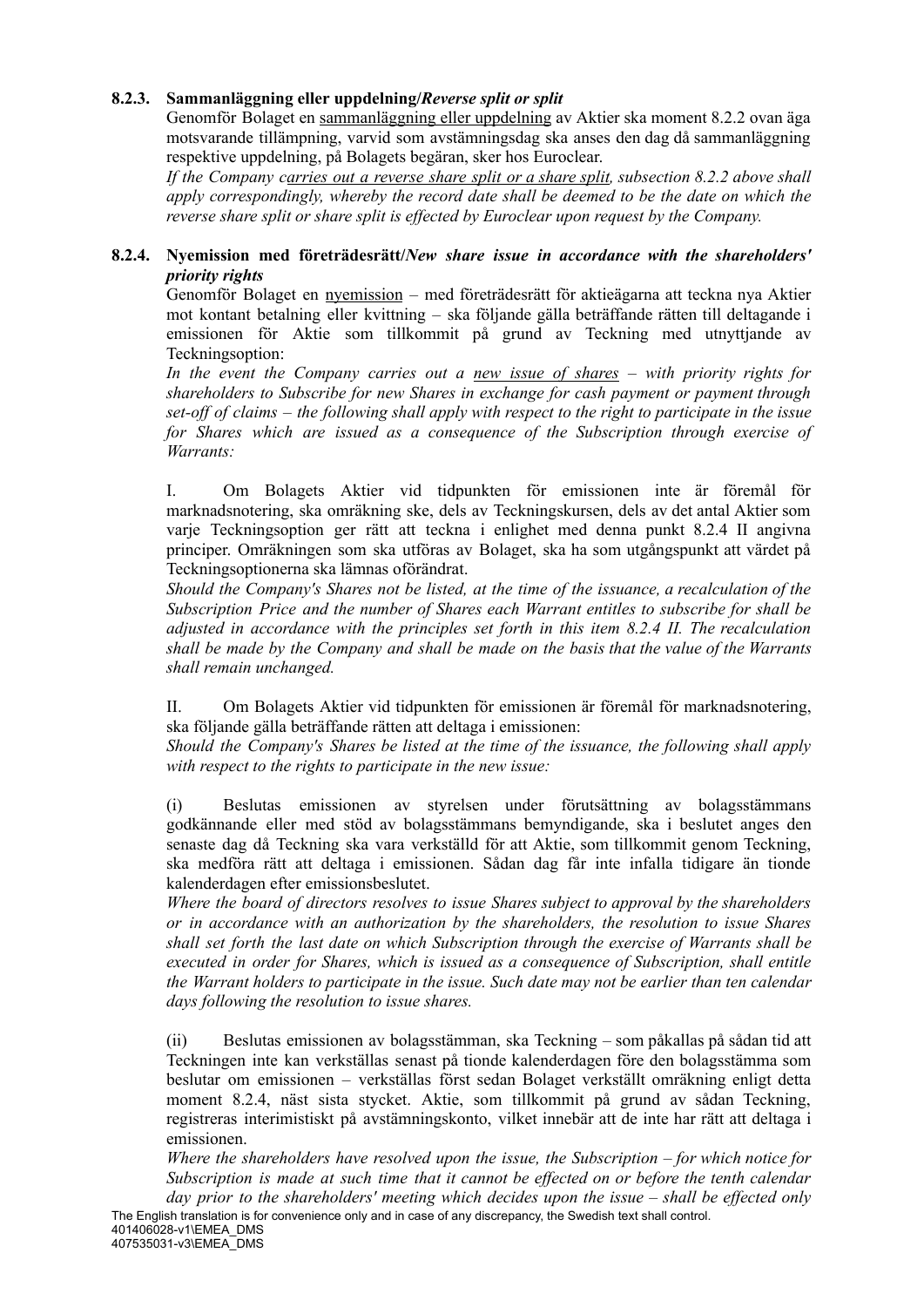**8.2.3. Sammanläggning eller uppdelning/*Reverse split or split***

Genomför Bolaget en <u>sammanläggning eller uppdelning</u> av Aktier ska moment 8.2.2 ovan äga motsvarande tillämpning, varvid som avstämningsdag ska anses den dag då sammanläggning respektive uppdelning, på Bolagets begäran, sker hos Euroclear.

*If the Company <u>carries out a reverse share split or a share split</u>, subsection 8.2.2 above shall apply correspondingly, whereby the record date shall be deemed to be the date on which the reverse share split or share split is effected by Euroclear upon request by the Company.*

**8.2.4. Nyemission med företrädesrätt/*New share issue in accordance with the shareholders' priority rights***

Genomför Bolaget en <u>nyemission</u> – med företrädesrätt för aktieägarna att teckna nya Aktier mot kontant betalning eller kvittning – ska följande gälla beträffande rätten till deltagande i emissionen för Aktie som tillkommit på grund av Teckning med utnyttjande av Teckningsoption:

*In the event the Company carries out a <u>new issue of shares</u> – with priority rights for shareholders to Subscribe for new Shares in exchange for cash payment or payment through set-off of claims – the following shall apply with respect to the right to participate in the issue for Shares which are issued as a consequence of the Subscription through exercise of Warrants:*

I. Om Bolagets Aktier vid tidpunkten för emissionen inte är föremål för marknadsnotering, ska omräkning ske, dels av Teckningskursen, dels av det antal Aktier som varje Teckningsoption ger rätt att teckna i enlighet med denna punkt 8.2.4 II angivna principer. Omräkningen som ska utföras av Bolaget, ska ha som utgångspunkt att värdet på Teckningsoptionerna ska lämnas oförändrat.

*Should the Company's Shares not be listed, at the time of the issuance, a recalculation of the Subscription Price and the number of Shares each Warrant entitles to subscribe for shall be adjusted in accordance with the principles set forth in this item 8.2.4 II. The recalculation shall be made by the Company and shall be made on the basis that the value of the Warrants shall remain unchanged.*

II. Om Bolagets Aktier vid tidpunkten för emissionen är föremål för marknadsnotering, ska följande gälla beträffande rätten att deltaga i emissionen:

*Should the Company's Shares be listed at the time of the issuance, the following shall apply with respect to the rights to participate in the new issue:*

(i) Beslutas emissionen av styrelsen under förutsättning av bolagsstämmans godkännande eller med stöd av bolagsstämmans bemyndigande, ska i beslutet anges den senaste dag då Teckning ska vara verkställd för att Aktie, som tillkommit genom Teckning, ska medföra rätt att deltaga i emissionen. Sådan dag får inte infalla tidigare än tionde kalenderdagen efter emissionsbeslutet.

*Where the board of directors resolves to issue Shares subject to approval by the shareholders or in accordance with an authorization by the shareholders, the resolution to issue Shares shall set forth the last date on which Subscription through the exercise of Warrants shall be executed in order for Shares, which is issued as a consequence of Subscription, shall entitle the Warrant holders to participate in the issue. Such date may not be earlier than ten calendar days following the resolution to issue shares.*

(ii) Beslutas emissionen av bolagsstämman, ska Teckning – som påkallas på sådan tid att Teckningen inte kan verkställas senast på tionde kalenderdagen före den bolagsstämma som beslutar om emissionen – verkställas först sedan Bolaget verkställt omräkning enligt detta moment 8.2.4, näst sista stycket. Aktie, som tillkommit på grund av sådan Teckning, registreras interimistiskt på avstämningskonto, vilket innebär att de inte har rätt att deltaga i emissionen.

*Where the shareholders have resolved upon the issue, the Subscription – for which notice for Subscription is made at such time that it cannot be effected on or before the tenth calendar day prior to the shareholders' meeting which decides upon the issue – shall be effected only*

The English translation is for convenience only and in case of any discrepancy, the Swedish text shall control.
401406028-v1\EMEA_DMS
407535031-v3\EMEA_DMS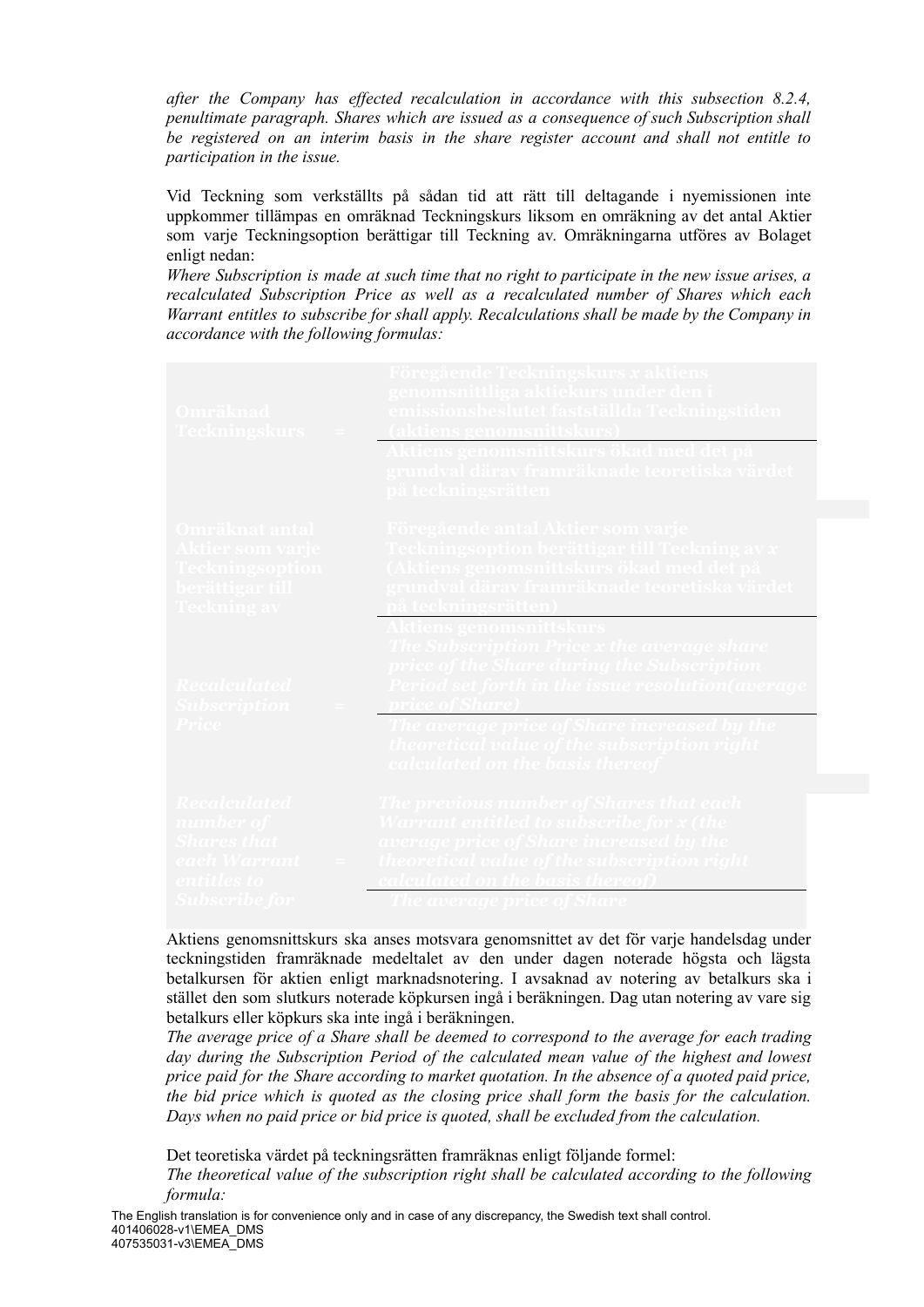*after the Company has effected recalculation in accordance with this subsection 8.2.4, penultimate paragraph. Shares which are issued as a consequence of such Subscription shall be registered on an interim basis in the share register account and shall not entitle to participation in the issue.*

Vid Teckning som verkställts på sådan tid att rätt till deltagande i nyemissionen inte uppkommer tillämpas en omräknad Teckningskurs liksom en omräkning av det antal Aktier som varje Teckningsoption berättigar till Teckning av. Omräkningarna utföres av Bolaget enligt nedan:
*Where Subscription is made at such time that no right to participate in the new issue arises, a recalculated Subscription Price as well as a recalculated number of Shares which each Warrant entitles to subscribe for shall apply. Recalculations shall be made by the Company in accordance with the following formulas:*

$$\text{Omräknad Teckningskurs} = \frac{\text{Föregående Teckningskurs } x \text{ aktiens genomsnittliga aktiekurs under den i emissionsbeslutet fastställda Teckningstiden (aktiens genomsnittskurs)}}{\text{Aktiens genomsnittskurs ökad med det på grundval därav framräknade teoretiska värdet på teckningsrätten}}$$

$$\text{Omräknat antal Aktier som varje Teckningsoption berättigar till Teckning av} = \frac{\text{Föregående antal Aktier som varje Teckningsoption berättigar till Teckning av } x \text{ (Aktiens genomsnittskurs ökad med det på grundval därav framräknade teoretiska värdet på teckningsrätten)}}{\text{Aktiens genomsnittskurs}}$$

$$\textit{Recalculated Subscription Price} = \frac{\textit{The Subscription Price x the average share price of the Share during the Subscription Period set forth in the issue resolution(average price of Share)}}{\textit{The average price of Share increased by the theoretical value of the subscription right calculated on the basis thereof}}$$

$$\textit{Recalculated number of Shares that each Warrant entitles to Subscribe for} = \frac{\textit{The previous number of Shares that each Warrant entitled to subscribe for x (the average price of Share increased by the theoretical value of the subscription right calculated on the basis thereof)}}{\textit{The average price of Share}}$$

Aktiens genomsnittskurs ska anses motsvara genomsnittet av det för varje handelsdag under teckningstiden framräknade medeltalet av den under dagen noterade högsta och lägsta betalkursen för aktien enligt marknadsnotering. I avsaknad av notering av betalkurs ska i stället den som slutkurs noterade köpkursen ingå i beräkningen. Dag utan notering av vare sig betalkurs eller köpkurs ska inte ingå i beräkningen.
*The average price of a Share shall be deemed to correspond to the average for each trading day during the Subscription Period of the calculated mean value of the highest and lowest price paid for the Share according to market quotation. In the absence of a quoted paid price, the bid price which is quoted as the closing price shall form the basis for the calculation. Days when no paid price or bid price is quoted, shall be excluded from the calculation.*

Det teoretiska värdet på teckningsrätten framräknas enligt följande formel:
*The theoretical value of the subscription right shall be calculated according to the following formula:*

The English translation is for convenience only and in case of any discrepancy, the Swedish text shall control.
401406028-v1\EMEA_DMS
407535031-v3\EMEA_DMS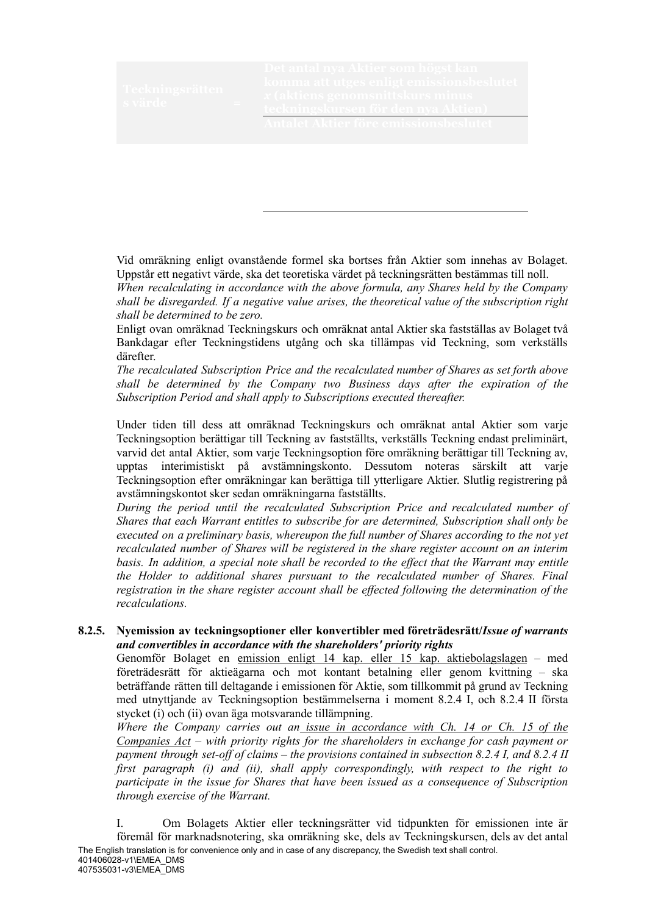$$\text{Teckningsrättens värde} = \frac{\text{Det antal nya Aktier som högst kan komma att utges enligt emissionsbeslutet } x \text{ (aktiens genomsnittskurs minus teckningskursen för den nya Aktien)}}{\text{Antalet Aktier före emissionsbeslutet}}$$

Vid omräkning enligt ovanstående formel ska bortses från Aktier som innehas av Bolaget. Uppstår ett negativt värde, ska det teoretiska värdet på teckningsrätten bestämmas till noll.

*When recalculating in accordance with the above formula, any Shares held by the Company shall be disregarded. If a negative value arises, the theoretical value of the subscription right shall be determined to be zero.*

Enligt ovan omräknad Teckningskurs och omräknat antal Aktier ska fastställas av Bolaget två Bankdagar efter Teckningstidens utgång och ska tillämpas vid Teckning, som verkställs därefter.

*The recalculated Subscription Price and the recalculated number of Shares as set forth above shall be determined by the Company two Business days after the expiration of the Subscription Period and shall apply to Subscriptions executed thereafter.*

Under tiden till dess att omräknad Teckningskurs och omräknat antal Aktier som varje Teckningsoption berättigar till Teckning av fastställts, verkställs Teckning endast preliminärt, varvid det antal Aktier, som varje Teckningsoption före omräkning berättigar till Teckning av, upptas interimistiskt på avstämningskonto. Dessutom noteras särskilt att varje Teckningsoption efter omräkningar kan berättiga till ytterligare Aktier. Slutlig registrering på avstämningskontot sker sedan omräkningarna fastställts.

*During the period until the recalculated Subscription Price and recalculated number of Shares that each Warrant entitles to subscribe for are determined, Subscription shall only be executed on a preliminary basis, whereupon the full number of Shares according to the not yet recalculated number of Shares will be registered in the share register account on an interim basis. In addition, a special note shall be recorded to the effect that the Warrant may entitle the Holder to additional shares pursuant to the recalculated number of Shares. Final registration in the share register account shall be effected following the determination of the recalculations.*

**8.2.5. Nyemission av teckningsoptioner eller konvertibler med företrädesrätt/*Issue of warrants and convertibles in accordance with the shareholders' priority rights***

Genomför Bolaget en emission enligt 14 kap. eller 15 kap. aktiebolagslagen – med företrädesrätt för aktieägarna och mot kontant betalning eller genom kvittning – ska beträffande rätten till deltagande i emissionen för Aktie, som tillkommit på grund av Teckning med utnyttjande av Teckningsoption bestämmelserna i moment 8.2.4 I, och 8.2.4 II första stycket (i) och (ii) ovan äga motsvarande tillämpning.

*Where the Company carries out an issue in accordance with Ch. 14 or Ch. 15 of the Companies Act – with priority rights for the shareholders in exchange for cash payment or payment through set-off of claims – the provisions contained in subsection 8.2.4 I, and 8.2.4 II first paragraph (i) and (ii), shall apply correspondingly, with respect to the right to participate in the issue for Shares that have been issued as a consequence of Subscription through exercise of the Warrant.*

I. Om Bolagets Aktier eller teckningsrätter vid tidpunkten för emissionen inte är föremål för marknadsnotering, ska omräkning ske, dels av Teckningskursen, dels av det antal

The English translation is for convenience only and in case of any discrepancy, the Swedish text shall control.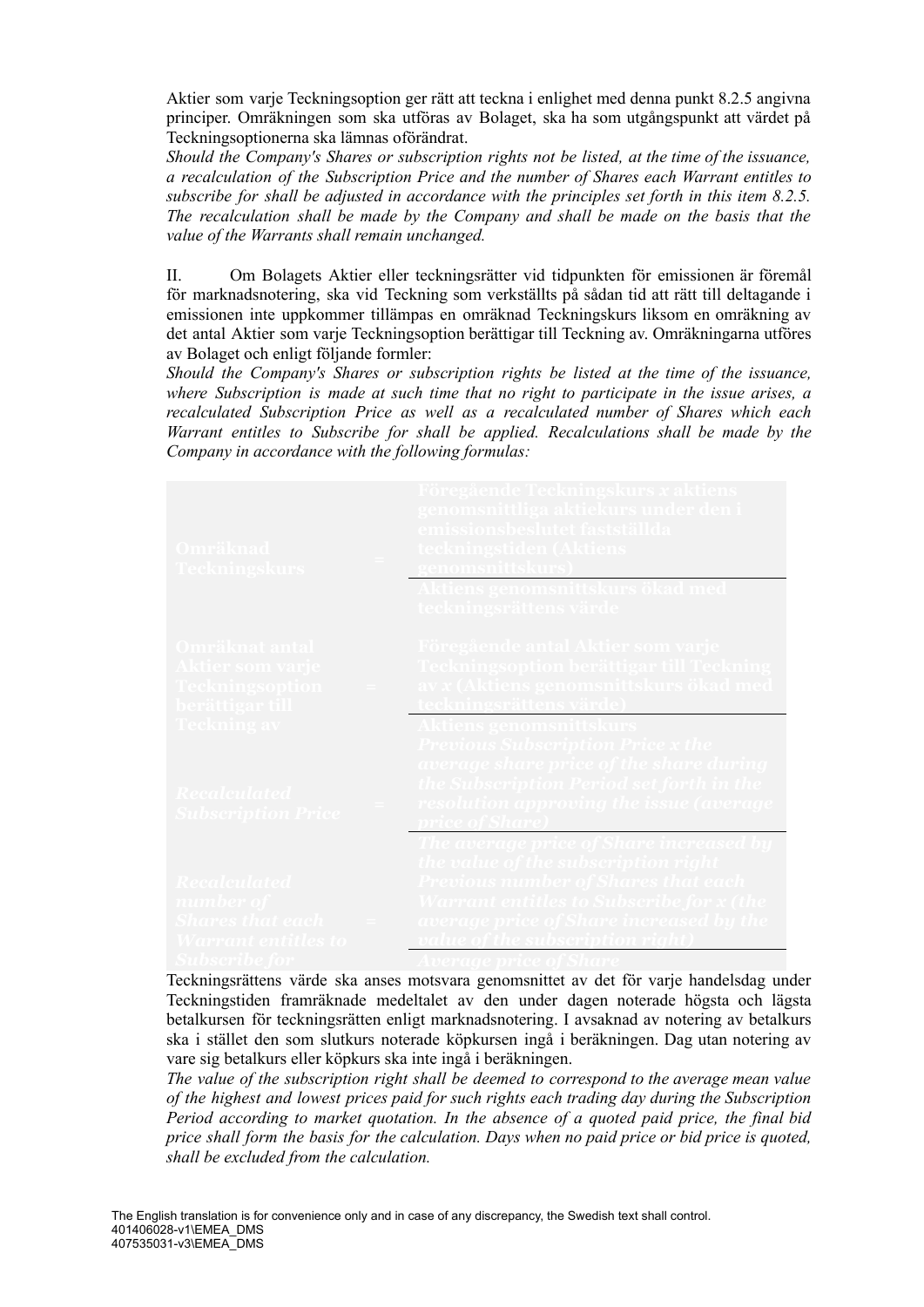Aktier som varje Teckningsoption ger rätt att teckna i enlighet med denna punkt 8.2.5 angivna principer. Omräkningen som ska utföras av Bolaget, ska ha som utgångspunkt att värdet på Teckningsoptionerna ska lämnas oförändrat.

*Should the Company's Shares or subscription rights not be listed, at the time of the issuance, a recalculation of the Subscription Price and the number of Shares each Warrant entitles to subscribe for shall be adjusted in accordance with the principles set forth in this item 8.2.5. The recalculation shall be made by the Company and shall be made on the basis that the value of the Warrants shall remain unchanged.*

II. Om Bolagets Aktier eller teckningsrätter vid tidpunkten för emissionen är föremål för marknadsnotering, ska vid Teckning som verkställts på sådan tid att rätt till deltagande i emissionen inte uppkommer tillämpas en omräknad Teckningskurs liksom en omräkning av det antal Aktier som varje Teckningsoption berättigar till Teckning av. Omräkningarna utföres av Bolaget och enligt följande formler:

*Should the Company's Shares or subscription rights be listed at the time of the issuance, where Subscription is made at such time that no right to participate in the issue arises, a recalculated Subscription Price as well as a recalculated number of Shares which each Warrant entitles to Subscribe for shall be applied. Recalculations shall be made by the Company in accordance with the following formulas:*

$$\text{Omräknad Teckningskurs} = \frac{\text{Föregående Teckningskurs } x \text{ aktiens genomsnittliga aktiekurs under den i emissionsbeslutet fastställda teckningstiden (Aktiens genomsnittskurs)}}{\text{Aktiens genomsnittskurs ökad med teckningsrättens värde}}$$

$$\text{Omräknat antal Aktier som varje Teckningsoption berättigar till Teckning av} = \frac{\text{Föregående antal Aktier som varje Teckningsoption berättigar till Teckning av } x \text{ (Aktiens genomsnittskurs ökad med teckningsrättens värde)}}{\text{Aktiens genomsnittskurs}}$$

$$\textit{Recalculated Subscription Price} = \frac{\textit{Previous Subscription Price x the average share price of the share during the Subscription Period set forth in the resolution approving the issue (average price of Share)}}{\textit{The average price of Share increased by the value of the subscription right}}$$

$$\textit{Recalculated number of Shares that each Warrant entitles to Subscribe for} = \frac{\textit{Previous number of Shares that each Warrant entitles to Subscribe for x (the average price of Share increased by the value of the subscription right)}}{\textit{Average price of Share}}$$

Teckningsrättens värde ska anses motsvara genomsnittet av det för varje handelsdag under Teckningstiden framräknade medeltalet av den under dagen noterade högsta och lägsta betalkursen för teckningsrätten enligt marknadsnotering. I avsaknad av notering av betalkurs ska i stället den som slutkurs noterade köpkursen ingå i beräkningen. Dag utan notering av vare sig betalkurs eller köpkurs ska inte ingå i beräkningen.

*The value of the subscription right shall be deemed to correspond to the average mean value of the highest and lowest prices paid for such rights each trading day during the Subscription Period according to market quotation. In the absence of a quoted paid price, the final bid price shall form the basis for the calculation. Days when no paid price or bid price is quoted, shall be excluded from the calculation.*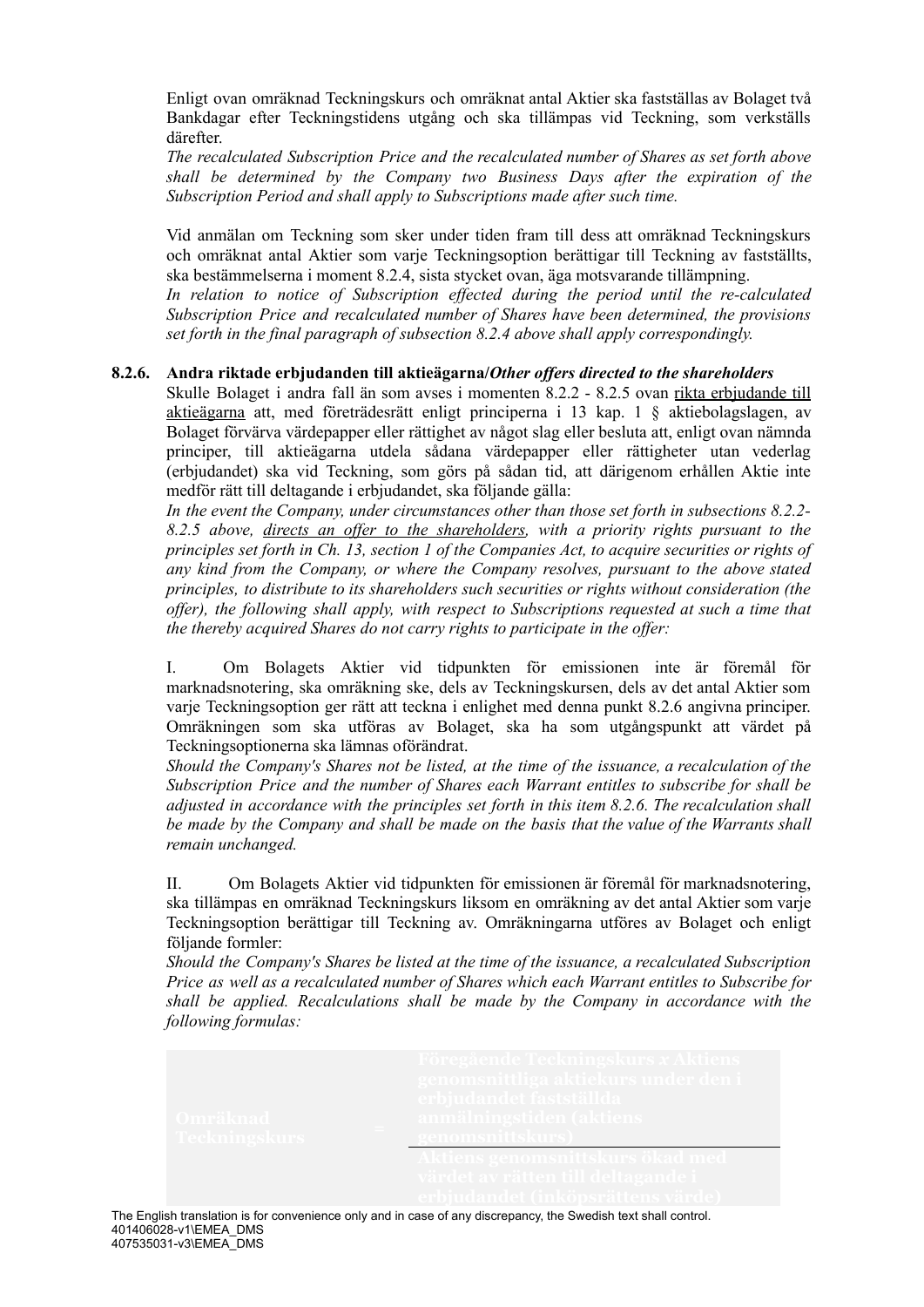Enligt ovan omräknad Teckningskurs och omräknat antal Aktier ska fastställas av Bolaget två Bankdagar efter Teckningstidens utgång och ska tillämpas vid Teckning, som verkställs därefter.
*The recalculated Subscription Price and the recalculated number of Shares as set forth above shall be determined by the Company two Business Days after the expiration of the Subscription Period and shall apply to Subscriptions made after such time.*

Vid anmälan om Teckning som sker under tiden fram till dess att omräknad Teckningskurs och omräknat antal Aktier som varje Teckningsoption berättigar till Teckning av fastställts, ska bestämmelserna i moment 8.2.4, sista stycket ovan, äga motsvarande tillämpning.
*In relation to notice of Subscription effected during the period until the re-calculated Subscription Price and recalculated number of Shares have been determined, the provisions set forth in the final paragraph of subsection 8.2.4 above shall apply correspondingly.*

**8.2.6. Andra riktade erbjudanden till aktieägarna/*Other offers directed to the shareholders***

Skulle Bolaget i andra fall än som avses i momenten 8.2.2 - 8.2.5 ovan rikta erbjudande till aktieägarna att, med företrädesrätt enligt principerna i 13 kap. 1 § aktiebolagslagen, av Bolaget förvärva värdepapper eller rättighet av något slag eller besluta att, enligt ovan nämnda principer, till aktieägarna utdela sådana värdepapper eller rättigheter utan vederlag (erbjudandet) ska vid Teckning, som görs på sådan tid, att därigenom erhållen Aktie inte medför rätt till deltagande i erbjudandet, ska följande gälla:
*In the event the Company, under circumstances other than those set forth in subsections 8.2.2-8.2.5 above, directs an offer to the shareholders, with a priority rights pursuant to the principles set forth in Ch. 13, section 1 of the Companies Act, to acquire securities or rights of any kind from the Company, or where the Company resolves, pursuant to the above stated principles, to distribute to its shareholders such securities or rights without consideration (the offer), the following shall apply, with respect to Subscriptions requested at such a time that the thereby acquired Shares do not carry rights to participate in the offer:*

I. Om Bolagets Aktier vid tidpunkten för emissionen inte är föremål för marknadsnotering, ska omräkning ske, dels av Teckningskursen, dels av det antal Aktier som varje Teckningsoption ger rätt att teckna i enlighet med denna punkt 8.2.6 angivna principer. Omräkningen som ska utföras av Bolaget, ska ha som utgångspunkt att värdet på Teckningsoptionerna ska lämnas oförändrat.
*Should the Company's Shares not be listed, at the time of the issuance, a recalculation of the Subscription Price and the number of Shares each Warrant entitles to subscribe for shall be adjusted in accordance with the principles set forth in this item 8.2.6. The recalculation shall be made by the Company and shall be made on the basis that the value of the Warrants shall remain unchanged.*

II. Om Bolagets Aktier vid tidpunkten för emissionen är föremål för marknadsnotering, ska tillämpas en omräknad Teckningskurs liksom en omräkning av det antal Aktier som varje Teckningsoption berättigar till Teckning av. Omräkningarna utförs av Bolaget och enligt följande formler:
*Should the Company's Shares be listed at the time of the issuance, a recalculated Subscription Price as well as a recalculated number of Shares which each Warrant entitles to Subscribe for shall be applied. Recalculations shall be made by the Company in accordance with the following formulas:*

| | | |
|---|---|---|
| Omräknad Teckningskurs | = | Föregående Teckningskurs x Aktiens genomsnittliga aktiekurs under den i erbjudandet fastställda anmälningstiden (aktiens genomsnittskurs) |
| | | Aktiens genomsnittskurs ökad med värdet av rätten till deltagande i erbjudandet (inköpsrättens värde) |

The English translation is for convenience only and in case of any discrepancy, the Swedish text shall control.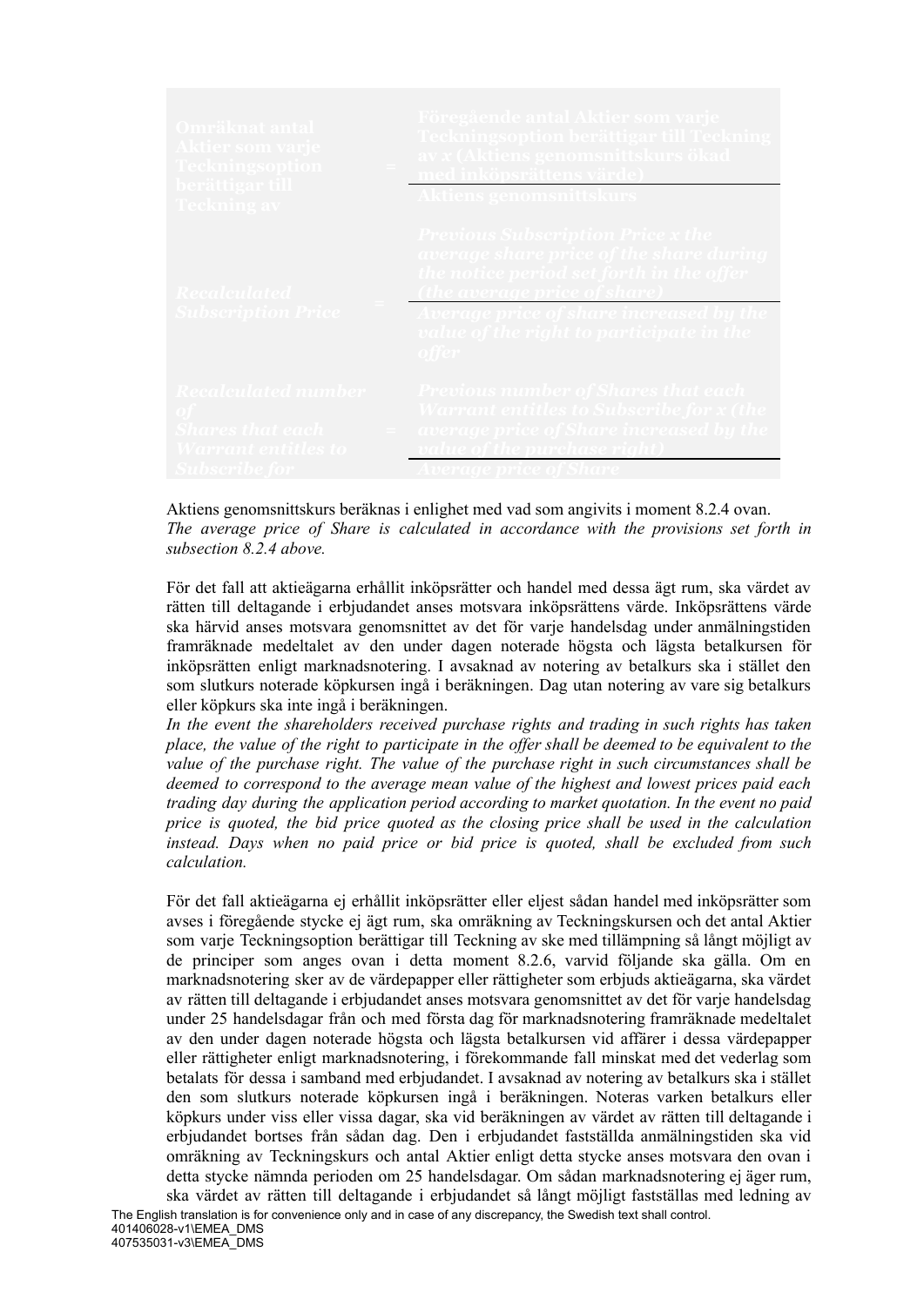$$\text{Omräknat antal Aktier som varje Teckningsoption berättigar till Teckning av} = \frac{\text{Föregående antal Aktier som varje Teckningsoption berättigar till Teckning av } x \text{ (Aktiens genomsnittskurs ökad med inköpsrättens värde)}}{\text{Aktiens genomsnittskurs}}$$

$$\textit{Recalculated Subscription Price} = \frac{\textit{Previous Subscription Price x the average share price of the share during the notice period set forth in the offer (the average price of share)}}{\textit{Average price of share increased by the value of the right to participate in the offer}}$$

$$\textit{Recalculated number of Shares that each Warrant entitles to Subscribe for} = \frac{\textit{Previous number of Shares that each Warrant entitles to Subscribe for x (the average price of Share increased by the value of the purchase right)}}{\textit{Average price of Share}}$$

Aktiens genomsnittskurs beräknas i enlighet med vad som angivits i moment 8.2.4 ovan.
*The average price of Share is calculated in accordance with the provisions set forth in subsection 8.2.4 above.*

För det fall att aktieägarna erhållit inköpsrätter och handel med dessa ägt rum, ska värdet av rätten till deltagande i erbjudandet anses motsvara inköpsrättens värde. Inköpsrättens värde ska härvid anses motsvara genomsnittet av det för varje handelsdag under anmälningstiden framräknade medeltalet av den under dagen noterade högsta och lägsta betalkursen för inköpsrätten enligt marknadsnotering. I avsaknad av notering av betalkurs ska i stället den som slutkurs noterade köpkursen ingå i beräkningen. Dag utan notering av vare sig betalkurs eller köpkurs ska inte ingå i beräkningen.
*In the event the shareholders received purchase rights and trading in such rights has taken place, the value of the right to participate in the offer shall be deemed to be equivalent to the value of the purchase right. The value of the purchase right in such circumstances shall be deemed to correspond to the average mean value of the highest and lowest prices paid each trading day during the application period according to market quotation. In the event no paid price is quoted, the bid price quoted as the closing price shall be used in the calculation instead. Days when no paid price or bid price is quoted, shall be excluded from such calculation.*

För det fall aktieägarna ej erhållit inköpsrätter eller eljest sådan handel med inköpsrätter som avses i föregående stycke ej ägt rum, ska omräkning av Teckningskursen och det antal Aktier som varje Teckningsoption berättigar till Teckning av ske med tillämpning så långt möjligt av de principer som anges ovan i detta moment 8.2.6, varvid följande ska gälla. Om en marknadsnotering sker av de värdepapper eller rättigheter som erbjuds aktieägarna, ska värdet av rätten till deltagande i erbjudandet anses motsvara genomsnittet av det för varje handelsdag under 25 handelsdagar från och med första dag för marknadsnotering framräknade medeltalet av den under dagen noterade högsta och lägsta betalkursen vid affärer i dessa värdepapper eller rättigheter enligt marknadsnotering, i förekommande fall minskat med det vederlag som betalats för dessa i samband med erbjudandet. I avsaknad av notering av betalkurs ska i stället den som slutkurs noterade köpkursen ingå i beräkningen. Noteras varken betalkurs eller köpkurs under viss eller vissa dagar, ska vid beräkningen av värdet av rätten till deltagande i erbjudandet bortses från sådan dag. Den i erbjudandet fastställda anmälningstiden ska vid omräkning av Teckningskurs och antal Aktier enligt detta stycke anses motsvara den ovan i detta stycke nämnda perioden om 25 handelsdagar. Om sådan marknadsnotering ej äger rum, ska värdet av rätten till deltagande i erbjudandet så långt möjligt fastställas med ledning av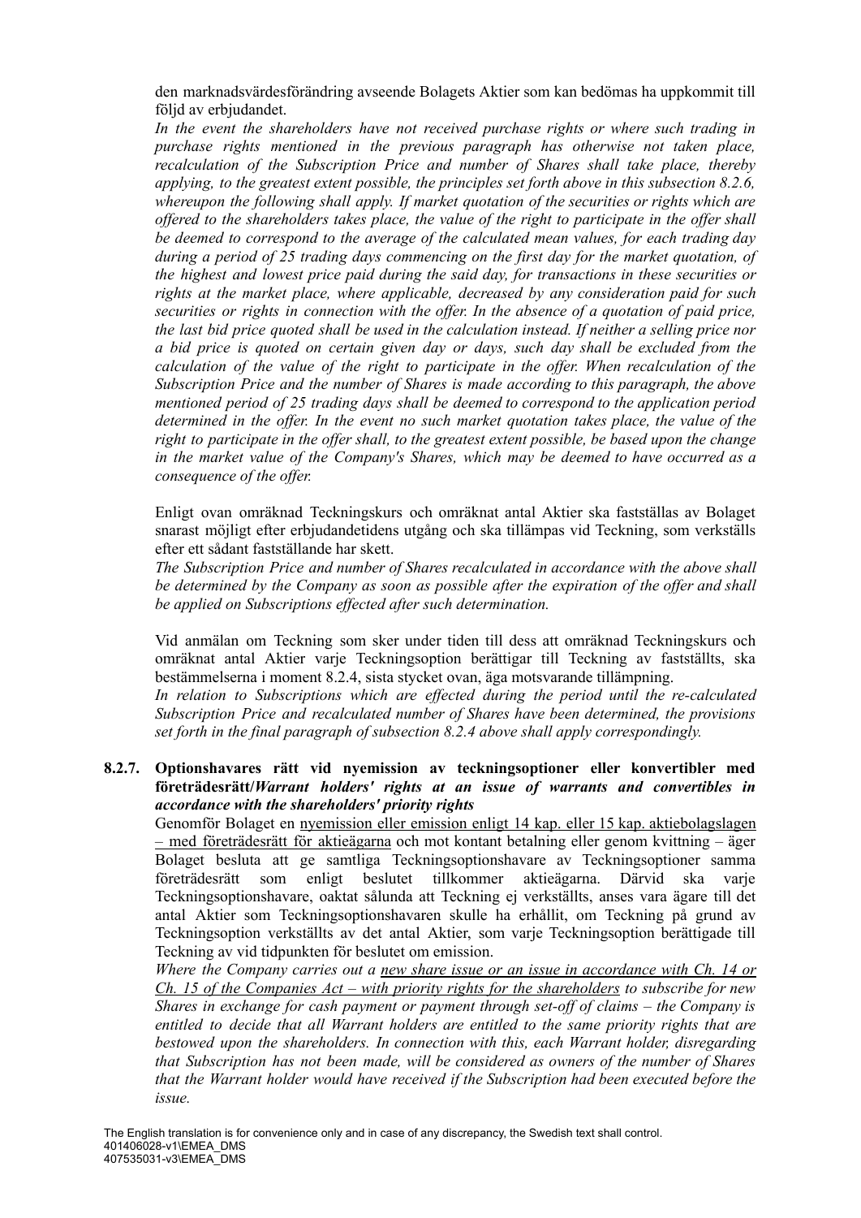den marknadsvärdesförändring avseende Bolagets Aktier som kan bedömas ha uppkommit till följd av erbjudandet.

*In the event the shareholders have not received purchase rights or where such trading in purchase rights mentioned in the previous paragraph has otherwise not taken place, recalculation of the Subscription Price and number of Shares shall take place, thereby applying, to the greatest extent possible, the principles set forth above in this subsection 8.2.6, whereupon the following shall apply. If market quotation of the securities or rights which are offered to the shareholders takes place, the value of the right to participate in the offer shall be deemed to correspond to the average of the calculated mean values, for each trading day during a period of 25 trading days commencing on the first day for the market quotation, of the highest and lowest price paid during the said day, for transactions in these securities or rights at the market place, where applicable, decreased by any consideration paid for such securities or rights in connection with the offer. In the absence of a quotation of paid price, the last bid price quoted shall be used in the calculation instead. If neither a selling price nor a bid price is quoted on certain given day or days, such day shall be excluded from the calculation of the value of the right to participate in the offer. When recalculation of the Subscription Price and the number of Shares is made according to this paragraph, the above mentioned period of 25 trading days shall be deemed to correspond to the application period determined in the offer. In the event no such market quotation takes place, the value of the right to participate in the offer shall, to the greatest extent possible, be based upon the change in the market value of the Company's Shares, which may be deemed to have occurred as a consequence of the offer.*

Enligt ovan omräknad Teckningskurs och omräknat antal Aktier ska fastställas av Bolaget snarast möjligt efter erbjudandetidens utgång och ska tillämpas vid Teckning, som verkställs efter ett sådant fastställande har skett.

*The Subscription Price and number of Shares recalculated in accordance with the above shall be determined by the Company as soon as possible after the expiration of the offer and shall be applied on Subscriptions effected after such determination.*

Vid anmälan om Teckning som sker under tiden till dess att omräknad Teckningskurs och omräknat antal Aktier varje Teckningsoption berättigar till Teckning av fastställts, ska bestämmelserna i moment 8.2.4, sista stycket ovan, äga motsvarande tillämpning.

*In relation to Subscriptions which are effected during the period until the re-calculated Subscription Price and recalculated number of Shares have been determined, the provisions set forth in the final paragraph of subsection 8.2.4 above shall apply correspondingly.*

**8.2.7. Optionshavares rätt vid nyemission av teckningsoptioner eller konvertibler med företrädesrätt/*Warrant holders' rights at an issue of warrants and convertibles in accordance with the shareholders' priority rights***

Genomför Bolaget en nyemission eller emission enligt 14 kap. eller 15 kap. aktiebolagslagen – med företrädesrätt för aktieägarna och mot kontant betalning eller genom kvittning – äger Bolaget besluta att ge samtliga Teckningsoptionshavare av Teckningsoptioner samma företrädesrätt som enligt beslutet tillkommer aktieägarna. Därvid ska varje Teckningsoptionshavare, oaktat sålunda att Teckning ej verkställts, anses vara ägare till det antal Aktier som Teckningsoptionshavaren skulle ha erhållit, om Teckning på grund av Teckningsoption verkställts av det antal Aktier, som varje Teckningsoption berättigade till Teckning av vid tidpunkten för beslutet om emission.

*Where the Company carries out a new share issue or an issue in accordance with Ch. 14 or Ch. 15 of the Companies Act – with priority rights for the shareholders to subscribe for new Shares in exchange for cash payment or payment through set-off of claims – the Company is entitled to decide that all Warrant holders are entitled to the same priority rights that are bestowed upon the shareholders. In connection with this, each Warrant holder, disregarding that Subscription has not been made, will be considered as owners of the number of Shares that the Warrant holder would have received if the Subscription had been executed before the issue.*

The English translation is for convenience only and in case of any discrepancy, the Swedish text shall control.
401406028-v1\EMEA_DMS
407535031-v3\EMEA_DMS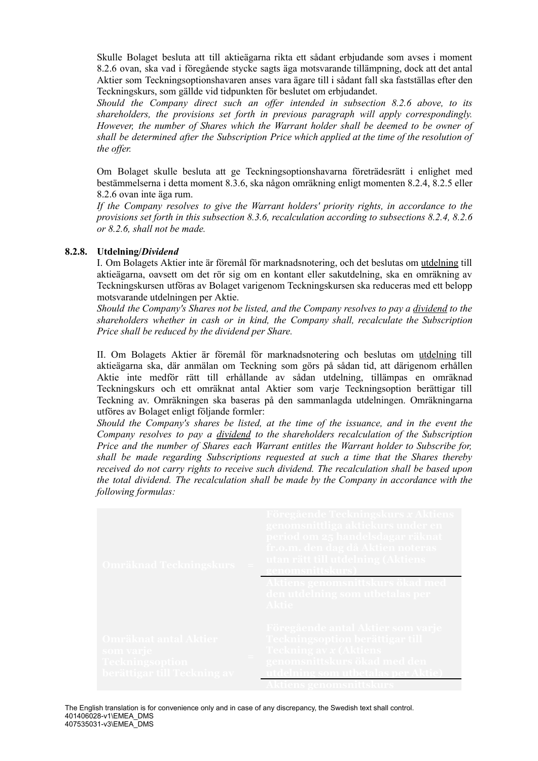Skulle Bolaget besluta att till aktieägarna rikta ett sådant erbjudande som avses i moment 8.2.6 ovan, ska vad i föregående stycke sagts äga motsvarande tillämpning, dock att det antal Aktier som Teckningsoptionshavaren anses vara ägare till i sådant fall ska fastställas efter den Teckningskurs, som gällde vid tidpunkten för beslutet om erbjudandet.
*Should the Company direct such an offer intended in subsection 8.2.6 above, to its shareholders, the provisions set forth in previous paragraph will apply correspondingly. However, the number of Shares which the Warrant holder shall be deemed to be owner of shall be determined after the Subscription Price which applied at the time of the resolution of the offer.*

Om Bolaget skulle besluta att ge Teckningsoptionshavarna företrädesrätt i enlighet med bestämmelserna i detta moment 8.3.6, ska någon omräkning enligt momenten 8.2.4, 8.2.5 eller 8.2.6 ovan inte äga rum.
*If the Company resolves to give the Warrant holders' priority rights, in accordance to the provisions set forth in this subsection 8.3.6, recalculation according to subsections 8.2.4, 8.2.6 or 8.2.6, shall not be made.*

**8.2.8. Utdelning/*Dividend***

I. Om Bolagets Aktier inte är föremål för marknadsnotering, och det beslutas om utdelning till aktieägarna, oavsett om det rör sig om en kontant eller sakutdelning, ska en omräkning av Teckningskursen utföras av Bolaget varigenom Teckningskursen ska reduceras med ett belopp motsvarande utdelningen per Aktie.
*Should the Company's Shares not be listed, and the Company resolves to pay a dividend to the shareholders whether in cash or in kind, the Company shall, recalculate the Subscription Price shall be reduced by the dividend per Share.*

II. Om Bolagets Aktier är föremål för marknadsnotering och beslutas om utdelning till aktieägarna ska, där anmälan om Teckning som görs på sådan tid, att därigenom erhållen Aktie inte medför rätt till erhållande av sådan utdelning, tillämpas en omräknad Teckningskurs och ett omräknat antal Aktier som varje Teckningsoption berättigar till Teckning av. Omräkningen ska baseras på den sammanlagda utdelningen. Omräkningarna utföres av Bolaget enligt följande formler:
*Should the Company's shares be listed, at the time of the issuance, and in the event the Company resolves to pay a dividend to the shareholders recalculation of the Subscription Price and the number of Shares each Warrant entitles the Warrant holder to Subscribe for, shall be made regarding Subscriptions requested at such a time that the Shares thereby received do not carry rights to receive such dividend. The recalculation shall be based upon the total dividend. The recalculation shall be made by the Company in accordance with the following formulas:*

| | | |
|---|---|---|
| Omräknad Teckningskurs | = | Föregående Teckningskurs *x* Aktiens genomsnittliga aktiekurs under en period om 25 handelsdagar räknat fr.o.m. den dag då Aktien noteras utan rätt till utdelning (Aktiens genomsnittskurs) / Aktiens genomsnittskurs ökad med den utdelning som utbetalas per Aktie |
| Omräknat antal Aktier som varje Teckningsoption berättigar till Teckning av | = | Föregående antal Aktier som varje Teckningsoption berättigar till Teckning av *x* (Aktiens genomsnittskurs ökad med den utdelning som utbetalas per Aktie) / Aktiens genomsnittskurs |

The English translation is for convenience only and in case of any discrepancy, the Swedish text shall control.
401406028-v1\EMEA_DMS
407535031-v3\EMEA_DMS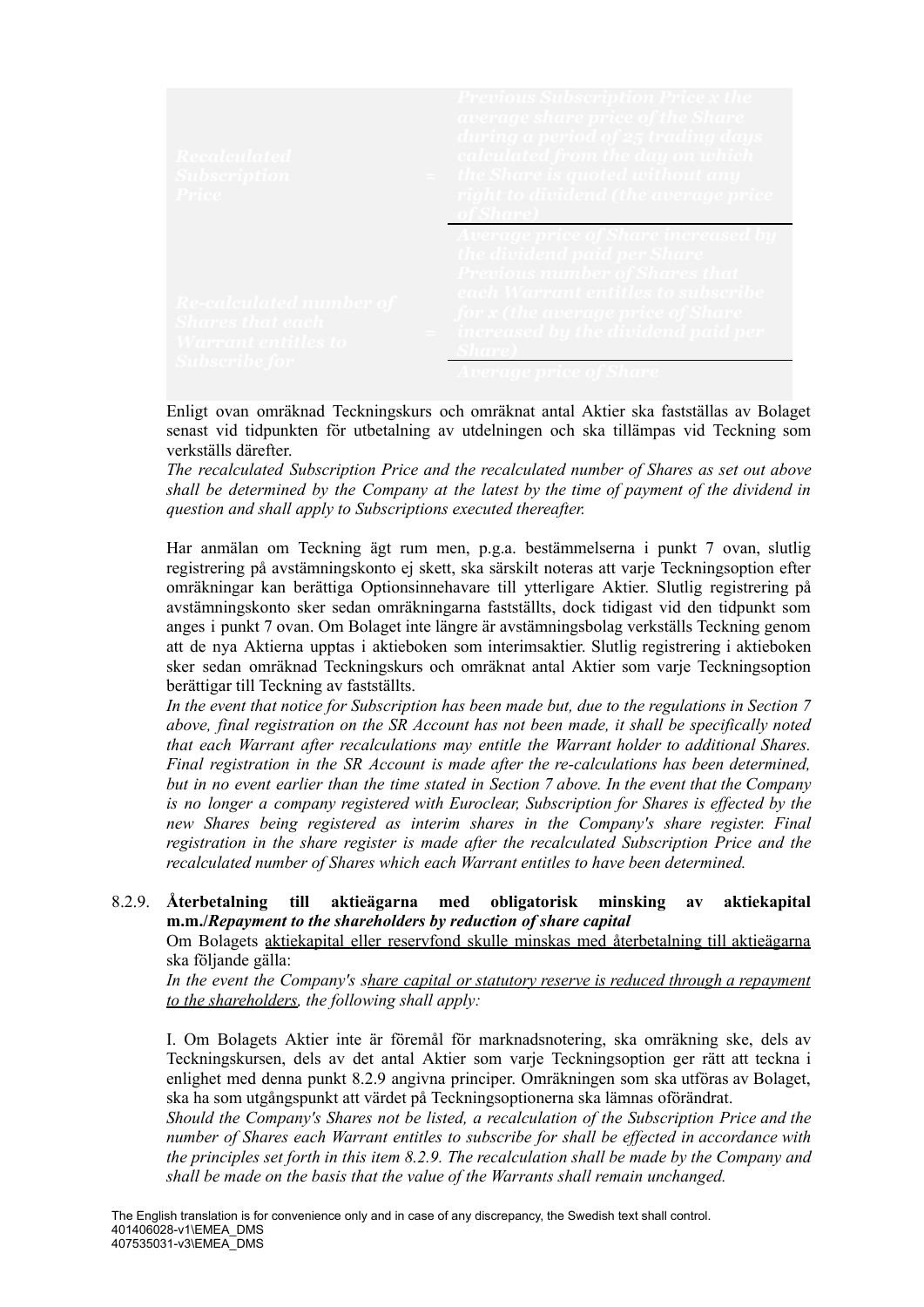$$\text{Recalculated Subscription Price} = \frac{\text{Previous Subscription Price x the average share price of the Share during a period of 25 trading days calculated from the day on which the Share is quoted without any right to dividend (the average price of Share)}}{\text{Average price of Share increased by the dividend paid per Share}}$$

$$\text{Re-calculated number of Shares that each Warrant entitles to Subscribe for} = \frac{\text{Previous number of Shares that each Warrant entitles to subscribe for x (the average price of Share increased by the dividend paid per Share)}}{\text{Average price of Share}}$$

Enligt ovan omräknad Teckningskurs och omräknat antal Aktier ska fastställas av Bolaget senast vid tidpunkten för utbetalning av utdelningen och ska tillämpas vid Teckning som verkställs därefter.

*The recalculated Subscription Price and the recalculated number of Shares as set out above shall be determined by the Company at the latest by the time of payment of the dividend in question and shall apply to Subscriptions executed thereafter.*

Har anmälan om Teckning ägt rum men, p.g.a. bestämmelserna i punkt 7 ovan, slutlig registrering på avstämningskonto ej skett, ska särskilt noteras att varje Teckningsoption efter omräkningar kan berättiga Optionsinnehavare till ytterligare Aktier. Slutlig registrering på avstämningskonto sker sedan omräkningarna fastställts, dock tidigast vid den tidpunkt som anges i punkt 7 ovan. Om Bolaget inte längre är avstämningsbolag verkställs Teckning genom att de nya Aktierna upptas i aktieboken som interimsaktier. Slutlig registrering i aktieboken sker sedan omräknad Teckningskurs och omräknat antal Aktier som varje Teckningsoption berättigar till Teckning av fastställts.

*In the event that notice for Subscription has been made but, due to the regulations in Section 7 above, final registration on the SR Account has not been made, it shall be specifically noted that each Warrant after recalculations may entitle the Warrant holder to additional Shares. Final registration in the SR Account is made after the re-calculations has been determined, but in no event earlier than the time stated in Section 7 above. In the event that the Company is no longer a company registered with Euroclear, Subscription for Shares is effected by the new Shares being registered as interim shares in the Company's share register. Final registration in the share register is made after the recalculated Subscription Price and the recalculated number of Shares which each Warrant entitles to have been determined.*

8.2.9. **Återbetalning till aktieägarna med obligatorisk minsking av aktiekapital m.m./*Repayment to the shareholders by reduction of share capital***

Om Bolagets aktiekapital eller reservfond skulle minskas med återbetalning till aktieägarna ska följande gälla:

*In the event the Company's share capital or statutory reserve is reduced through a repayment to the shareholders, the following shall apply:*

I. Om Bolagets Aktier inte är föremål för marknadsnotering, ska omräkning ske, dels av Teckningskursen, dels av det antal Aktier som varje Teckningsoption ger rätt att teckna i enlighet med denna punkt 8.2.9 angivna principer. Omräkningen som ska utföras av Bolaget, ska ha som utgångspunkt att värdet på Teckningsoptionerna ska lämnas oförändrat.

*Should the Company's Shares not be listed, a recalculation of the Subscription Price and the number of Shares each Warrant entitles to subscribe for shall be effected in accordance with the principles set forth in this item 8.2.9. The recalculation shall be made by the Company and shall be made on the basis that the value of the Warrants shall remain unchanged.*

The English translation is for convenience only and in case of any discrepancy, the Swedish text shall control.
401406028-v1\EMEA_DMS
407535031-v3\EMEA_DMS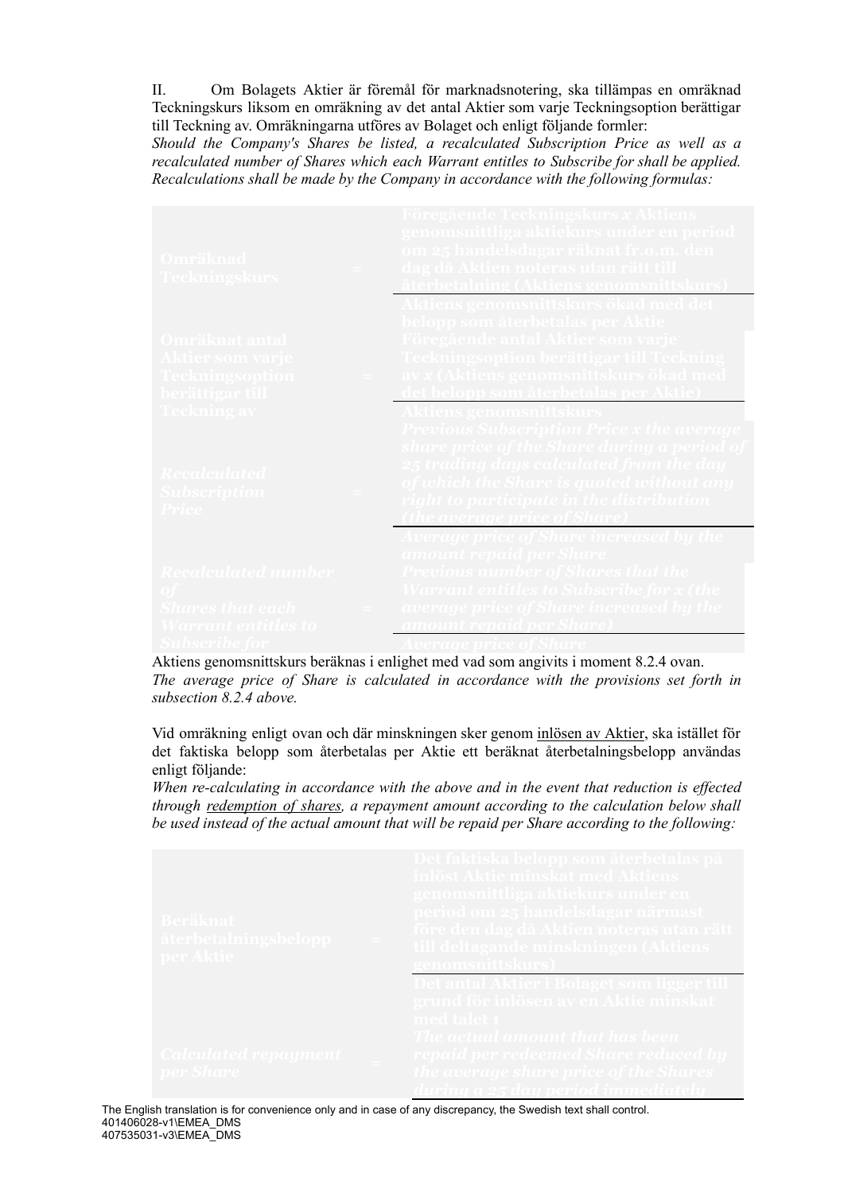II. Om Bolagets Aktier är föremål för marknadsnotering, ska tillämpas en omräknad Teckningskurs liksom en omräkning av det antal Aktier som varje Teckningsoption berättigar till Teckning av. Omräkningarna utförs av Bolaget och enligt följande formler:
*Should the Company's Shares be listed, a recalculated Subscription Price as well as a recalculated number of Shares which each Warrant entitles to Subscribe for shall be applied. Recalculations shall be made by the Company in accordance with the following formulas:*

| | | |
|---|---|---|
| Omräknad Teckningskurs | = | Föregående Teckningskurs *x* Aktiens genomsnittliga aktiekurs under en period om 25 handelsdagar räknat fr.o.m. den dag då Aktien noteras utan rätt till återbetalning (Aktiens genomsnittskurs) / Aktiens genomsnittskurs ökad med det belopp som återbetalas per Aktie |
| Omräknat antal Aktier som varje Teckningsoption berättigar till Teckning av | = | Föregående antal Aktier som varje Teckningsoption berättigar till Teckning av *x* (Aktiens genomsnittskurs ökad med det belopp som återbetalas per Aktie) / Aktiens genomsnittskurs |
| *Recalculated Subscription Price* | = | *Previous Subscription Price x the average share price of the Share during a period of 25 trading days calculated from the day of which the Share is quoted without any right to participate in the distribution (the average price of Share) / Average price of Share increased by the amount repaid per Share* |
| *Recalculated number of Shares that each Warrant entitles to Subscribe for* | = | *Previous number of Shares that the Warrant entitles to Subscribe for x (the average price of Share increased by the amount repaid per Share) / Average price of Share* |

Aktiens genomsnittskurs beräknas i enlighet med vad som angivits i moment 8.2.4 ovan.
*The average price of Share is calculated in accordance with the provisions set forth in subsection 8.2.4 above.*

Vid omräkning enligt ovan och där minskningen sker genom inlösen av Aktier, ska istället för det faktiska belopp som återbetalas per Aktie ett beräknat återbetalningsbelopp användas enligt följande:
*When re-calculating in accordance with the above and in the event that reduction is effected through redemption of shares, a repayment amount according to the calculation below shall be used instead of the actual amount that will be repaid per Share according to the following:*

| | | |
|---|---|---|
| Beräknat återbetalningsbelopp per Aktie | = | Det faktiska belopp som återbetalas på inlöst Aktie minskat med Aktiens genomsnittliga aktiekurs under en period om 25 handelsdagar närmast före den dag då Aktien noteras utan rätt till deltagande minskningen (Aktiens genomsnittskurs) / Det antal Aktier i Bolaget som ligger till grund för inlösen av en Aktie minskat med talet 1 |
| *Calculated repayment per Share* | = | *The actual amount that has been repaid per redeemed Share reduced by the average share price of the Shares during a 25 day period immediately* |

The English translation is for convenience only and in case of any discrepancy, the Swedish text shall control.
401406028-v1\EMEA_DMS
407535031-v3\EMEA_DMS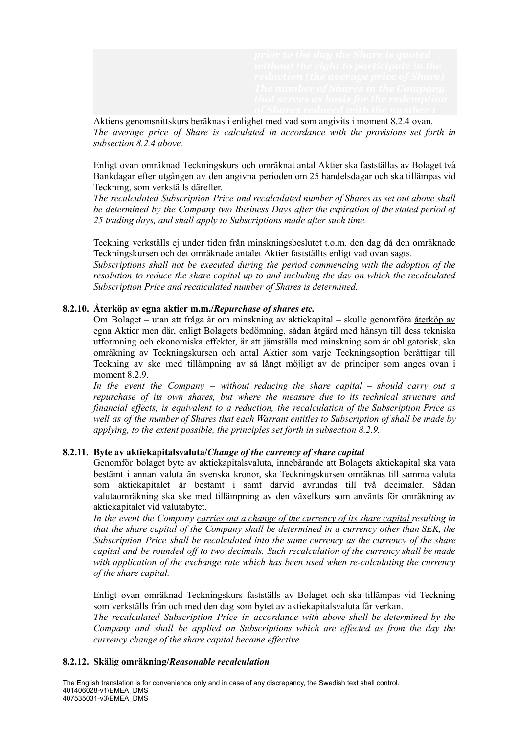*prior to the day the Share is quoted without the right to participate in the reduction (the average price of Share)*

*The number of Shares in the Company that serves as basis for the redemption of Shares reduced with the number 1*

Aktiens genomsnittskurs beräknas i enlighet med vad som angivits i moment 8.2.4 ovan.
*The average price of Share is calculated in accordance with the provisions set forth in subsection 8.2.4 above.*

Enligt ovan omräknad Teckningskurs och omräknat antal Aktier ska fastställas av Bolaget två Bankdagar efter utgången av den angivna perioden om 25 handelsdagar och ska tillämpas vid Teckning, som verkställs därefter.
*The recalculated Subscription Price and recalculated number of Shares as set out above shall be determined by the Company two Business Days after the expiration of the stated period of 25 trading days, and shall apply to Subscriptions made after such time.*

Teckning verkställs ej under tiden från minskningsbeslutet t.o.m. den dag då den omräknade Teckningskursen och det omräknade antalet Aktier fastställts enligt vad ovan sagts.
*Subscriptions shall not be executed during the period commencing with the adoption of the resolution to reduce the share capital up to and including the day on which the recalculated Subscription Price and recalculated number of Shares is determined.*

**8.2.10. Återköp av egna aktier m.m./*Repurchase of shares etc.***

Om Bolaget – utan att fråga är om minskning av aktiekapital – skulle genomföra återköp av egna Aktier men där, enligt Bolagets bedömning, sådan åtgärd med hänsyn till dess tekniska utformning och ekonomiska effekter, är att jämställa med minskning som är obligatorisk, ska omräkning av Teckningskursen och antal Aktier som varje Teckningsoption berättigar till Teckning av ske med tillämpning av så långt möjligt av de principer som anges ovan i moment 8.2.9.
*In the event the Company – without reducing the share capital – should carry out a repurchase of its own shares, but where the measure due to its technical structure and financial effects, is equivalent to a reduction, the recalculation of the Subscription Price as well as of the number of Shares that each Warrant entitles to Subscription of shall be made by applying, to the extent possible, the principles set forth in subsection 8.2.9.*

**8.2.11. Byte av aktiekapitalsvaluta/*Change of the currency of share capital***

Genomför bolaget byte av aktiekapitalsvaluta, innebärande att Bolagets aktiekapital ska vara bestämt i annan valuta än svenska kronor, ska Teckningskursen omräknas till samma valuta som aktiekapitalet är bestämt i samt därvid avrundas till två decimaler. Sådan valutaomräkning ska ske med tillämpning av den växelkurs som använts för omräkning av aktiekapitalet vid valutabytet.
*In the event the Company carries out a change of the currency of its share capital resulting in that the share capital of the Company shall be determined in a currency other than SEK, the Subscription Price shall be recalculated into the same currency as the currency of the share capital and be rounded off to two decimals. Such recalculation of the currency shall be made with application of the exchange rate which has been used when re-calculating the currency of the share capital.*

Enligt ovan omräknad Teckningskurs fastställs av Bolaget och ska tillämpas vid Teckning som verkställs från och med den dag som bytet av aktiekapitalsvaluta får verkan.
*The recalculated Subscription Price in accordance with above shall be determined by the Company and shall be applied on Subscriptions which are effected as from the day the currency change of the share capital became effective.*

**8.2.12. Skälig omräkning/*Reasonable recalculation***

The English translation is for convenience only and in case of any discrepancy, the Swedish text shall control.
401406028-v1\EMEA_DMS
407535031-v3\EMEA_DMS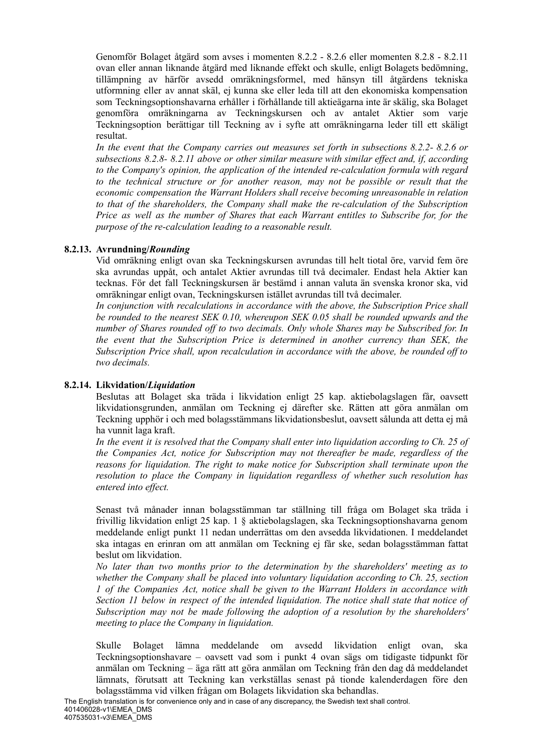Genomför Bolaget åtgärd som avses i momenten 8.2.2 - 8.2.6 eller momenten 8.2.8 - 8.2.11 ovan eller annan liknande åtgärd med liknande effekt och skulle, enligt Bolagets bedömning, tillämpning av härför avsedd omräkningsformel, med hänsyn till åtgärdens tekniska utformning eller av annat skäl, ej kunna ske eller leda till att den ekonomiska kompensation som Teckningsoptionshavarna erhåller i förhållande till aktieägarna inte är skälig, ska Bolaget genomföra omräkningarna av Teckningskursen och av antalet Aktier som varje Teckningsoption berättigar till Teckning av i syfte att omräkningarna leder till ett skäligt resultat.

*In the event that the Company carries out measures set forth in subsections 8.2.2- 8.2.6 or subsections 8.2.8- 8.2.11 above or other similar measure with similar effect and, if, according to the Company's opinion, the application of the intended re-calculation formula with regard to the technical structure or for another reason, may not be possible or result that the economic compensation the Warrant Holders shall receive becoming unreasonable in relation to that of the shareholders, the Company shall make the re-calculation of the Subscription Price as well as the number of Shares that each Warrant entitles to Subscribe for, for the purpose of the re-calculation leading to a reasonable result.*

**8.2.13. Avrundning/*Rounding***

Vid omräkning enligt ovan ska Teckningskursen avrundas till helt tiotal öre, varvid fem öre ska avrundas uppåt, och antalet Aktier avrundas till två decimaler. Endast hela Aktier kan tecknas. För det fall Teckningskursen är bestämd i annan valuta än svenska kronor ska, vid omräkningar enligt ovan, Teckningskursen istället avrundas till två decimaler.

*In conjunction with recalculations in accordance with the above, the Subscription Price shall be rounded to the nearest SEK 0.10, whereupon SEK 0.05 shall be rounded upwards and the number of Shares rounded off to two decimals. Only whole Shares may be Subscribed for. In the event that the Subscription Price is determined in another currency than SEK, the Subscription Price shall, upon recalculation in accordance with the above, be rounded off to two decimals.*

**8.2.14. Likvidation/*Liquidation***

Beslutas att Bolaget ska träda i likvidation enligt 25 kap. aktiebolagslagen får, oavsett likvidationsgrunden, anmälan om Teckning ej därefter ske. Rätten att göra anmälan om Teckning upphör i och med bolagsstämmans likvidationsbeslut, oavsett sålunda att detta ej må ha vunnit laga kraft.

*In the event it is resolved that the Company shall enter into liquidation according to Ch. 25 of the Companies Act, notice for Subscription may not thereafter be made, regardless of the reasons for liquidation. The right to make notice for Subscription shall terminate upon the resolution to place the Company in liquidation regardless of whether such resolution has entered into effect.*

Senast två månader innan bolagsstämman tar ställning till fråga om Bolaget ska träda i frivillig likvidation enligt 25 kap. 1 § aktiebolagslagen, ska Teckningsoptionshavarna genom meddelande enligt punkt 11 nedan underrättas om den avsedda likvidationen. I meddelandet ska intagas en erinran om att anmälan om Teckning ej får ske, sedan bolagsstämman fattat beslut om likvidation.

*No later than two months prior to the determination by the shareholders' meeting as to whether the Company shall be placed into voluntary liquidation according to Ch. 25, section 1 of the Companies Act, notice shall be given to the Warrant Holders in accordance with Section 11 below in respect of the intended liquidation. The notice shall state that notice of Subscription may not be made following the adoption of a resolution by the shareholders' meeting to place the Company in liquidation.*

Skulle Bolaget lämna meddelande om avsedd likvidation enligt ovan, ska Teckningsoptionshavare – oavsett vad som i punkt 4 ovan sägs om tidigaste tidpunkt för anmälan om Teckning – äga rätt att göra anmälan om Teckning från den dag då meddelandet lämnats, förutsatt att Teckning kan verkställas senast på tionde kalenderdagen före den bolagsstämma vid vilken frågan om Bolagets likvidation ska behandlas.

The English translation is for convenience only and in case of any discrepancy, the Swedish text shall control.
401406028-v1\EMEA_DMS
407535031-v3\EMEA_DMS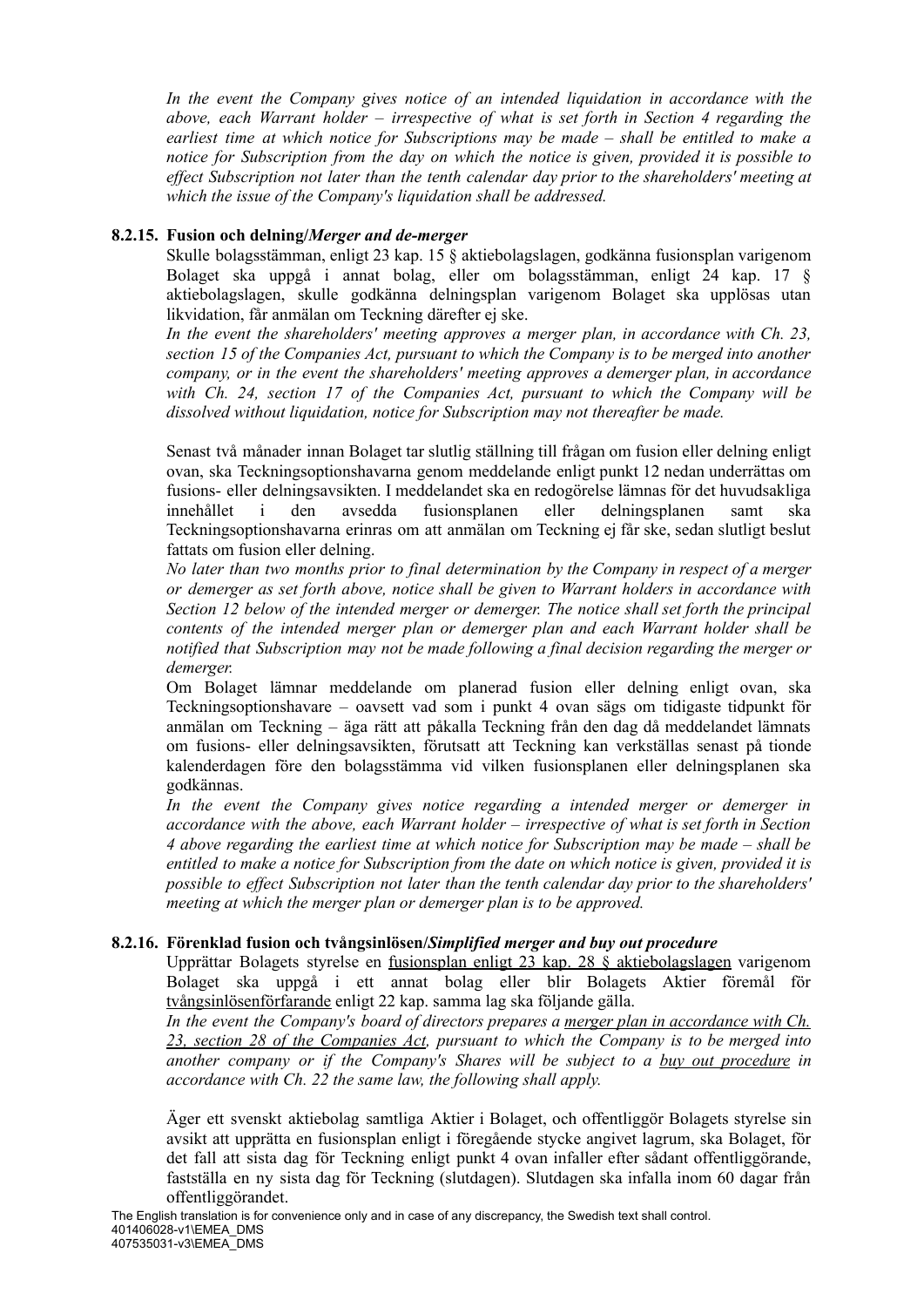*In the event the Company gives notice of an intended liquidation in accordance with the above, each Warrant holder – irrespective of what is set forth in Section 4 regarding the earliest time at which notice for Subscriptions may be made – shall be entitled to make a notice for Subscription from the day on which the notice is given, provided it is possible to effect Subscription not later than the tenth calendar day prior to the shareholders' meeting at which the issue of the Company's liquidation shall be addressed.*

**8.2.15. Fusion och delning/*Merger and de-merger***

Skulle bolagsstämman, enligt 23 kap. 15 § aktiebolagslagen, godkänna fusionsplan varigenom Bolaget ska uppgå i annat bolag, eller om bolagsstämman, enligt 24 kap. 17 § aktiebolagslagen, skulle godkänna delningsplan varigenom Bolaget ska upplösas utan likvidation, får anmälan om Teckning därefter ej ske.

*In the event the shareholders' meeting approves a merger plan, in accordance with Ch. 23, section 15 of the Companies Act, pursuant to which the Company is to be merged into another company, or in the event the shareholders' meeting approves a demerger plan, in accordance with Ch. 24, section 17 of the Companies Act, pursuant to which the Company will be dissolved without liquidation, notice for Subscription may not thereafter be made.*

Senast två månader innan Bolaget tar slutlig ställning till frågan om fusion eller delning enligt ovan, ska Teckningsoptionshavarna genom meddelande enligt punkt 12 nedan underrättas om fusions- eller delningsavsikten. I meddelandet ska en redogörelse lämnas för det huvudsakliga innehållet i den avsedda fusionsplanen eller delningsplanen samt ska Teckningsoptionshavarna erinras om att anmälan om Teckning ej får ske, sedan slutligt beslut fattats om fusion eller delning.

*No later than two months prior to final determination by the Company in respect of a merger or demerger as set forth above, notice shall be given to Warrant holders in accordance with Section 12 below of the intended merger or demerger. The notice shall set forth the principal contents of the intended merger plan or demerger plan and each Warrant holder shall be notified that Subscription may not be made following a final decision regarding the merger or demerger.*

Om Bolaget lämnar meddelande om planerad fusion eller delning enligt ovan, ska Teckningsoptionshavare – oavsett vad som i punkt 4 ovan sägs om tidigaste tidpunkt för anmälan om Teckning – äga rätt att påkalla Teckning från den dag då meddelandet lämnats om fusions- eller delningsavsikten, förutsatt att Teckning kan verkställas senast på tionde kalenderdagen före den bolagsstämma vid vilken fusionsplanen eller delningsplanen ska godkännas.

*In the event the Company gives notice regarding a intended merger or demerger in accordance with the above, each Warrant holder – irrespective of what is set forth in Section 4 above regarding the earliest time at which notice for Subscription may be made – shall be entitled to make a notice for Subscription from the date on which notice is given, provided it is possible to effect Subscription not later than the tenth calendar day prior to the shareholders' meeting at which the merger plan or demerger plan is to be approved.*

**8.2.16. Förenklad fusion och tvångsinlösen/*Simplified merger and buy out procedure***

Upprättar Bolagets styrelse en <u>fusionsplan enligt 23 kap. 28 § aktiebolagslagen</u> varigenom Bolaget ska uppgå i ett annat bolag eller blir Bolagets Aktier föremål för <u>tvångsinlösenförfarande</u> enligt 22 kap. samma lag ska följande gälla.

*In the event the Company's board of directors prepares a <u>merger plan in accordance with Ch. 23, section 28 of the Companies Act</u>, pursuant to which the Company is to be merged into another company or if the Company's Shares will be subject to a <u>buy out procedure</u> in accordance with Ch. 22 the same law, the following shall apply.*

Äger ett svenskt aktiebolag samtliga Aktier i Bolaget, och offentliggör Bolagets styrelse sin avsikt att upprätta en fusionsplan enligt i föregående stycke angivet lagrum, ska Bolaget, för det fall att sista dag för Teckning enligt punkt 4 ovan infaller efter sådant offentliggörande, fastställa en ny sista dag för Teckning (slutdagen). Slutdagen ska infalla inom 60 dagar från offentliggörandet.

The English translation is for convenience only and in case of any discrepancy, the Swedish text shall control.
401406028-v1\EMEA_DMS
407535031-v3\EMEA_DMS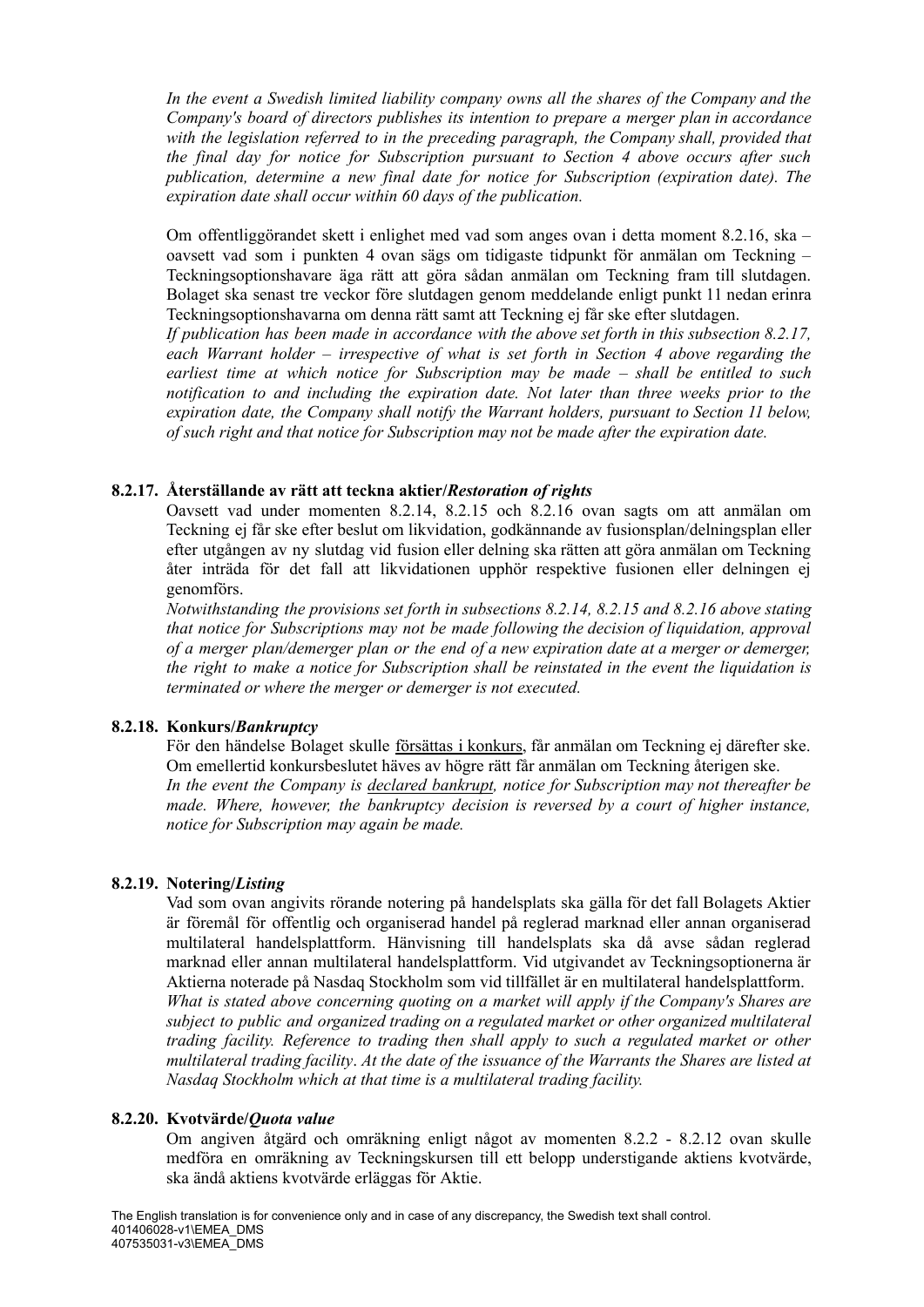*In the event a Swedish limited liability company owns all the shares of the Company and the Company's board of directors publishes its intention to prepare a merger plan in accordance with the legislation referred to in the preceding paragraph, the Company shall, provided that the final day for notice for Subscription pursuant to Section 4 above occurs after such publication, determine a new final date for notice for Subscription (expiration date). The expiration date shall occur within 60 days of the publication.*

Om offentliggörandet skett i enlighet med vad som anges ovan i detta moment 8.2.16, ska – oavsett vad som i punkten 4 ovan sägs om tidigaste tidpunkt för anmälan om Teckning – Teckningsoptionshavare äga rätt att göra sådan anmälan om Teckning fram till slutdagen. Bolaget ska senast tre veckor före slutdagen genom meddelande enligt punkt 11 nedan erinra Teckningsoptionshavarna om denna rätt samt att Teckning ej får ske efter slutdagen.
*If publication has been made in accordance with the above set forth in this subsection 8.2.17, each Warrant holder – irrespective of what is set forth in Section 4 above regarding the earliest time at which notice for Subscription may be made – shall be entitled to such notification to and including the expiration date. Not later than three weeks prior to the expiration date, the Company shall notify the Warrant holders, pursuant to Section 11 below, of such right and that notice for Subscription may not be made after the expiration date.*

**8.2.17. Återställande av rätt att teckna aktier/*Restoration of rights***

Oavsett vad under momenten 8.2.14, 8.2.15 och 8.2.16 ovan sagts om att anmälan om Teckning ej får ske efter beslut om likvidation, godkännande av fusionsplan/delningsplan eller efter utgången av ny slutdag vid fusion eller delning ska rätten att göra anmälan om Teckning åter inträda för det fall att likvidationen upphör respektive fusionen eller delningen ej genomförs.
*Notwithstanding the provisions set forth in subsections 8.2.14, 8.2.15 and 8.2.16 above stating that notice for Subscriptions may not be made following the decision of liquidation, approval of a merger plan/demerger plan or the end of a new expiration date at a merger or demerger, the right to make a notice for Subscription shall be reinstated in the event the liquidation is terminated or where the merger or demerger is not executed.*

**8.2.18. Konkurs/*Bankruptcy***

För den händelse Bolaget skulle försättas i konkurs, får anmälan om Teckning ej därefter ske. Om emellertid konkursbeslutet häves av högre rätt får anmälan om Teckning återigen ske.
*In the event the Company is declared bankrupt, notice for Subscription may not thereafter be made. Where, however, the bankruptcy decision is reversed by a court of higher instance, notice for Subscription may again be made.*

**8.2.19. Notering/*Listing***

Vad som ovan angivits rörande notering på handelsplats ska gälla för det fall Bolagets Aktier är föremål för offentlig och organiserad handel på reglerad marknad eller annan organiserad multilateral handelsplattform. Hänvisning till handelsplats ska då avse sådan reglerad marknad eller annan multilateral handelsplattform. Vid utgivandet av Teckningsoptionerna är Aktierna noterade på Nasdaq Stockholm som vid tillfället är en multilateral handelsplattform.
*What is stated above concerning quoting on a market will apply if the Company's Shares are subject to public and organized trading on a regulated market or other organized multilateral trading facility. Reference to trading then shall apply to such a regulated market or other multilateral trading facility. At the date of the issuance of the Warrants the Shares are listed at Nasdaq Stockholm which at that time is a multilateral trading facility.*

**8.2.20. Kvotvärde/*Quota value***

Om angiven åtgärd och omräkning enligt något av momenten 8.2.2 - 8.2.12 ovan skulle medföra en omräkning av Teckningskursen till ett belopp understigande aktiens kvotvärde, ska ändå aktiens kvotvärde erläggas för Aktie.

The English translation is for convenience only and in case of any discrepancy, the Swedish text shall control.
401406028-v1\EMEA_DMS
407535031-v3\EMEA_DMS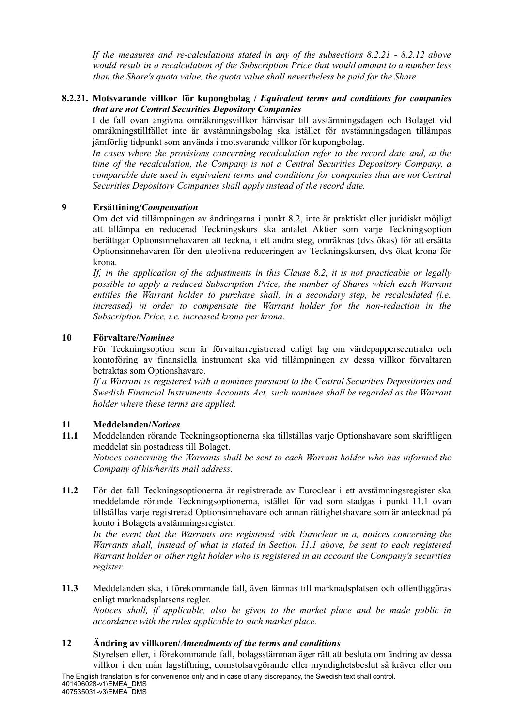*If the measures and re-calculations stated in any of the subsections 8.2.21 - 8.2.12 above would result in a recalculation of the Subscription Price that would amount to a number less than the Share's quota value, the quota value shall nevertheless be paid for the Share.*

**8.2.21. Motsvarande villkor för kupongbolag / *Equivalent terms and conditions for companies that are not Central Securities Depository Companies***

I de fall ovan angivna omräkningsvillkor hänvisar till avstämningsdagen och Bolaget vid omräkningstillfället inte är avstämningsbolag ska istället för avstämningsdagen tillämpas jämförlig tidpunkt som används i motsvarande villkor för kupongbolag.

*In cases where the provisions concerning recalculation refer to the record date and, at the time of the recalculation, the Company is not a Central Securities Depository Company, a comparable date used in equivalent terms and conditions for companies that are not Central Securities Depository Companies shall apply instead of the record date.*

## 9 Ersättining/*Compensation*

Om det vid tillämpningen av ändringarna i punkt 8.2, inte är praktiskt eller juridiskt möjligt att tillämpa en reducerad Teckningskurs ska antalet Aktier som varje Teckningsoption berättigar Optionsinnehavaren att teckna, i ett andra steg, omräknas (dvs ökas) för att ersätta Optionsinnehavaren för den uteblivna reduceringen av Teckningskursen, dvs ökat krona för krona.

*If, in the application of the adjustments in this Clause 8.2, it is not practicable or legally possible to apply a reduced Subscription Price, the number of Shares which each Warrant entitles the Warrant holder to purchase shall, in a secondary step, be recalculated (i.e. increased) in order to compensate the Warrant holder for the non-reduction in the Subscription Price, i.e. increased krona per krona.*

## 10 Förvaltare/*Nominee*

För Teckningsoption som är förvaltarregistrerad enligt lag om värdepapperscentraler och kontoföring av finansiella instrument ska vid tillämpningen av dessa villkor förvaltaren betraktas som Optionshavare.

*If a Warrant is registered with a nominee pursuant to the Central Securities Depositories and Swedish Financial Instruments Accounts Act, such nominee shall be regarded as the Warrant holder where these terms are applied.*

## 11 Meddelanden/*Notices*

**11.1** Meddelanden rörande Teckningsoptionerna ska tillställas varje Optionshavare som skriftligen meddelat sin postadress till Bolaget.

*Notices concerning the Warrants shall be sent to each Warrant holder who has informed the Company of his/her/its mail address.*

**11.2** För det fall Teckningsoptionerna är registrerade av Euroclear i ett avstämningsregister ska meddelande rörande Teckningsoptionerna, istället för vad som stadgas i punkt 11.1 ovan tillställas varje registrerad Optionsinnehavare och annan rättighetshavare som är antecknad på konto i Bolagets avstämningsregister.

*In the event that the Warrants are registered with Euroclear in a, notices concerning the Warrants shall, instead of what is stated in Section 11.1 above, be sent to each registered Warrant holder or other right holder who is registered in an account the Company's securities register.*

**11.3** Meddelanden ska, i förekommande fall, även lämnas till marknadsplatsen och offentliggöras enligt marknadsplatsens regler.

*Notices shall, if applicable, also be given to the market place and be made public in accordance with the rules applicable to such market place.*

## 12 Ändring av villkoren/*Amendments of the terms and conditions*

Styrelsen eller, i förekommande fall, bolagsstämman äger rätt att besluta om ändring av dessa villkor i den mån lagstiftning, domstolsavgörande eller myndighetsbeslut så kräver eller om

The English translation is for convenience only and in case of any discrepancy, the Swedish text shall control.
401406028-v1\EMEA_DMS
407535031-v3\EMEA_DMS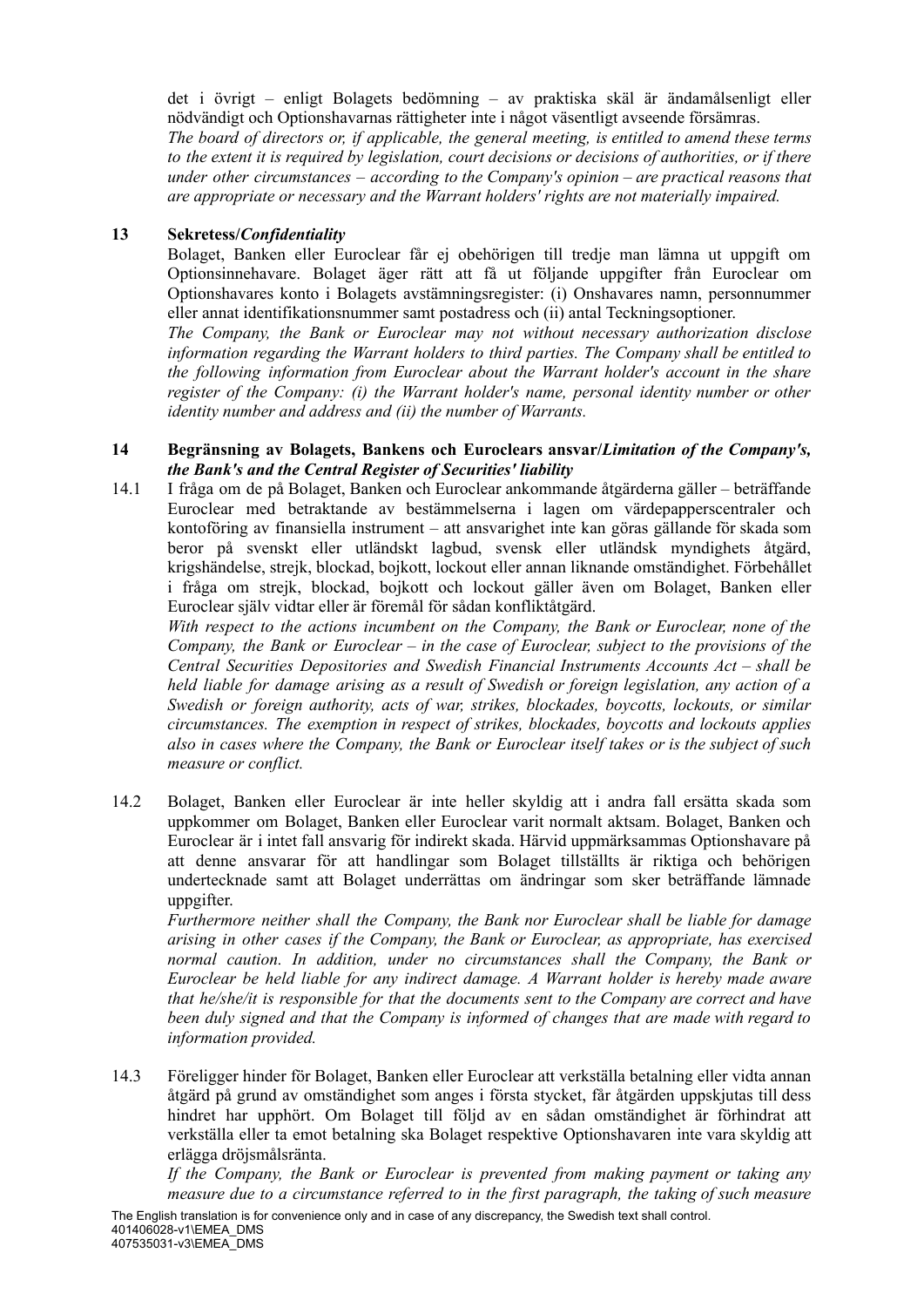det i övrigt – enligt Bolagets bedömning – av praktiska skäl är ändamålsenligt eller nödvändigt och Optionshavarnas rättigheter inte i något väsentligt avseende försämras.
*The board of directors or, if applicable, the general meeting, is entitled to amend these terms to the extent it is required by legislation, court decisions or decisions of authorities, or if there under other circumstances – according to the Company's opinion – are practical reasons that are appropriate or necessary and the Warrant holders' rights are not materially impaired.*

## 13 Sekretess/*Confidentiality*

Bolaget, Banken eller Euroclear får ej obehörigen till tredje man lämna ut uppgift om Optionsinnehavare. Bolaget äger rätt att få ut följande uppgifter från Euroclear om Optionshavares konto i Bolagets avstämningsregister: (i) Onshavares namn, personnummer eller annat identifikationsnummer samt postadress och (ii) antal Teckningsoptioner.
*The Company, the Bank or Euroclear may not without necessary authorization disclose information regarding the Warrant holders to third parties. The Company shall be entitled to the following information from Euroclear about the Warrant holder's account in the share register of the Company: (i) the Warrant holder's name, personal identity number or other identity number and address and (ii) the number of Warrants.*

## 14 Begränsning av Bolagets, Bankens och Euroclears ansvar/*Limitation of the Company's, the Bank's and the Central Register of Securities' liability*

14.1 I fråga om de på Bolaget, Banken och Euroclear ankommande åtgärderna gäller – beträffande Euroclear med betraktande av bestämmelserna i lagen om värdepapperscentraler och kontoföring av finansiella instrument – att ansvarighet inte kan göras gällande för skada som beror på svenskt eller utländskt lagbud, svensk eller utländsk myndighets åtgärd, krigshändelse, strejk, blockad, bojkott, lockout eller annan liknande omständighet. Förbehållet i fråga om strejk, blockad, bojkott och lockout gäller även om Bolaget, Banken eller Euroclear själv vidtar eller är föremål för sådan konfliktåtgärd.
*With respect to the actions incumbent on the Company, the Bank or Euroclear, none of the Company, the Bank or Euroclear – in the case of Euroclear, subject to the provisions of the Central Securities Depositories and Swedish Financial Instruments Accounts Act – shall be held liable for damage arising as a result of Swedish or foreign legislation, any action of a Swedish or foreign authority, acts of war, strikes, blockades, boycotts, lockouts, or similar circumstances. The exemption in respect of strikes, blockades, boycotts and lockouts applies also in cases where the Company, the Bank or Euroclear itself takes or is the subject of such measure or conflict.*

14.2 Bolaget, Banken eller Euroclear är inte heller skyldig att i andra fall ersätta skada som uppkommer om Bolaget, Banken eller Euroclear varit normalt aktsam. Bolaget, Banken och Euroclear är i intet fall ansvarig för indirekt skada. Härvid uppmärksammas Optionshavare på att denne ansvarar för att handlingar som Bolaget tillställts är riktiga och behörigen undertecknade samt att Bolaget underrättas om ändringar som sker beträffande lämnade uppgifter.
*Furthermore neither shall the Company, the Bank nor Euroclear shall be liable for damage arising in other cases if the Company, the Bank or Euroclear, as appropriate, has exercised normal caution. In addition, under no circumstances shall the Company, the Bank or Euroclear be held liable for any indirect damage. A Warrant holder is hereby made aware that he/she/it is responsible for that the documents sent to the Company are correct and have been duly signed and that the Company is informed of changes that are made with regard to information provided.*

14.3 Föreligger hinder för Bolaget, Banken eller Euroclear att verkställa betalning eller vidta annan åtgärd på grund av omständighet som anges i första stycket, får åtgärden uppskjutas till dess hindret har upphört. Om Bolaget till följd av en sådan omständighet är förhindrat att verkställa eller ta emot betalning ska Bolaget respektive Optionshavaren inte vara skyldig att erlägga dröjsmålsränta.
*If the Company, the Bank or Euroclear is prevented from making payment or taking any measure due to a circumstance referred to in the first paragraph, the taking of such measure*

The English translation is for convenience only and in case of any discrepancy, the Swedish text shall control.
401406028-v1\EMEA_DMS
407535031-v3\EMEA_DMS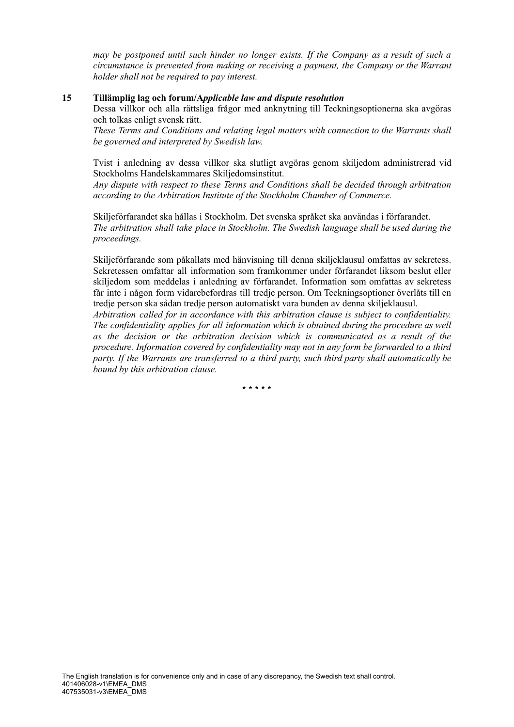*may be postponed until such hinder no longer exists. If the Company as a result of such a circumstance is prevented from making or receiving a payment, the Company or the Warrant holder shall not be required to pay interest.*

## 15 Tillämplig lag och forum/A*pplicable law and dispute resolution*

Dessa villkor och alla rättsliga frågor med anknytning till Teckningsoptionerna ska avgöras och tolkas enligt svensk rätt.

*These Terms and Conditions and relating legal matters with connection to the Warrants shall be governed and interpreted by Swedish law.*

Tvist i anledning av dessa villkor ska slutligt avgöras genom skiljedom administrerad vid Stockholms Handelskammares Skiljedomsinstitut.

*Any dispute with respect to these Terms and Conditions shall be decided through arbitration according to the Arbitration Institute of the Stockholm Chamber of Commerce.*

Skiljeförfarandet ska hållas i Stockholm. Det svenska språket ska användas i förfarandet.

*The arbitration shall take place in Stockholm. The Swedish language shall be used during the proceedings.*

Skiljeförfarande som påkallats med hänvisning till denna skiljeklausul omfattas av sekretess. Sekretessen omfattar all information som framkommer under förfarandet liksom beslut eller skiljedom som meddelas i anledning av förfarandet. Information som omfattas av sekretess får inte i någon form vidarebefordras till tredje person. Om Teckningsoptioner överlåts till en tredje person ska sådan tredje person automatiskt vara bunden av denna skiljeklausul.

*Arbitration called for in accordance with this arbitration clause is subject to confidentiality. The confidentiality applies for all information which is obtained during the procedure as well as the decision or the arbitration decision which is communicated as a result of the procedure. Information covered by confidentiality may not in any form be forwarded to a third party. If the Warrants are transferred to a third party, such third party shall automatically be bound by this arbitration clause.*

\* \* \* \* \*

The English translation is for convenience only and in case of any discrepancy, the Swedish text shall control.
401406028-v1\EMEA_DMS
407535031-v3\EMEA_DMS